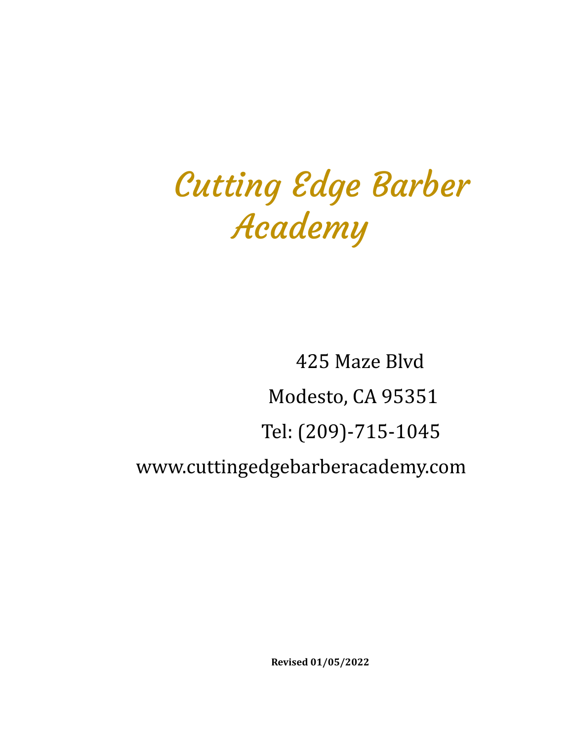# *Cutting Edge Barber Academy*

425 Maze Blvd

Modesto, CA 95351

Tel: (209)-715-1045

www.cuttingedgebarberacademy.com

**Revised 01/05/2022**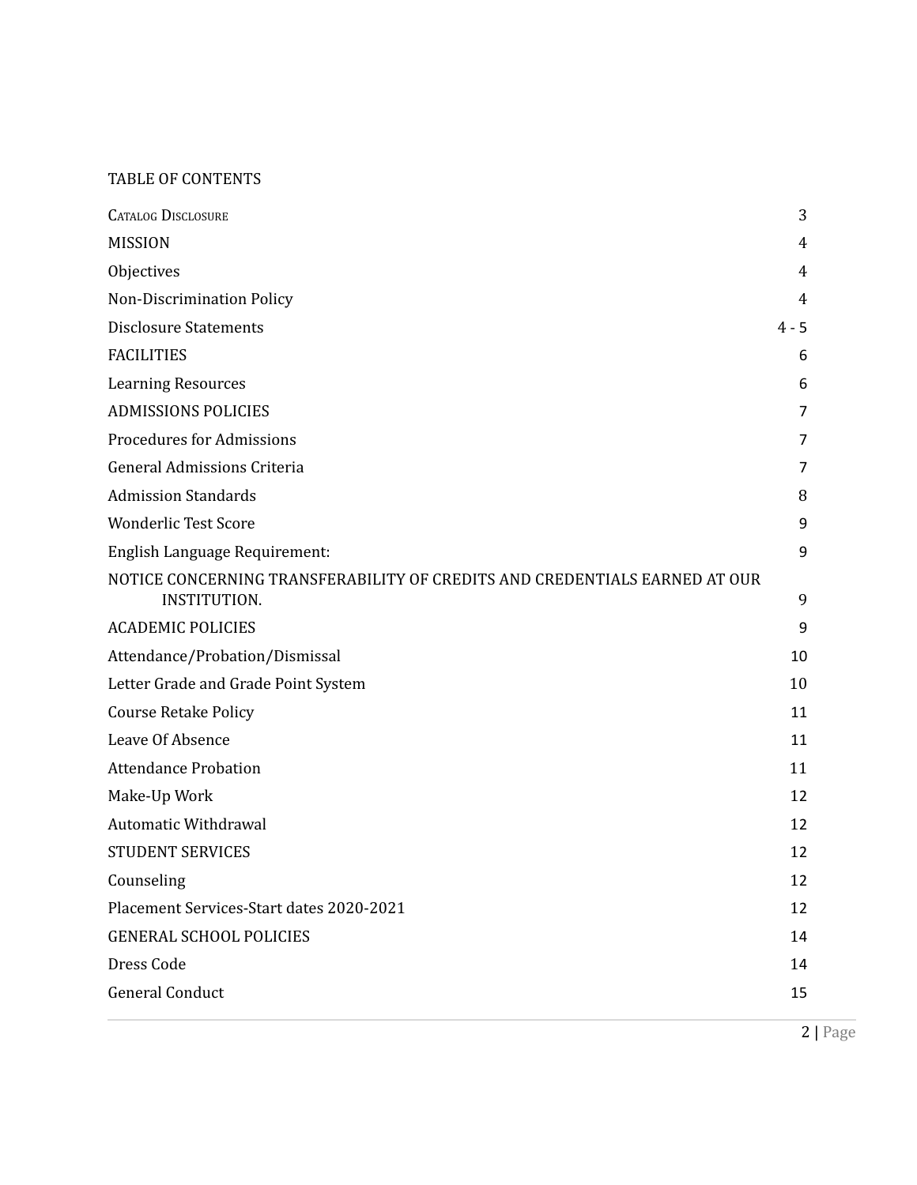TABLE OF CONTENTS

| | |
|---|---|
| CATALOG DISCLOSURE | 3 |
| MISSION | 4 |
| Objectives | 4 |
| Non-Discrimination Policy | 4 |
| Disclosure Statements | 4 - 5 |
| FACILITIES | 6 |
| Learning Resources | 6 |
| ADMISSIONS POLICIES | 7 |
| Procedures for Admissions | 7 |
| General Admissions Criteria | 7 |
| Admission Standards | 8 |
| Wonderlic Test Score | 9 |
| English Language Requirement: | 9 |
| NOTICE CONCERNING TRANSFERABILITY OF CREDITS AND CREDENTIALS EARNED AT OUR INSTITUTION. | 9 |
| ACADEMIC POLICIES | 9 |
| Attendance/Probation/Dismissal | 10 |
| Letter Grade and Grade Point System | 10 |
| Course Retake Policy | 11 |
| Leave Of Absence | 11 |
| Attendance Probation | 11 |
| Make-Up Work | 12 |
| Automatic Withdrawal | 12 |
| STUDENT SERVICES | 12 |
| Counseling | 12 |
| Placement Services-Start dates 2020-2021 | 12 |
| GENERAL SCHOOL POLICIES | 14 |
| Dress Code | 14 |
| General Conduct | 15 |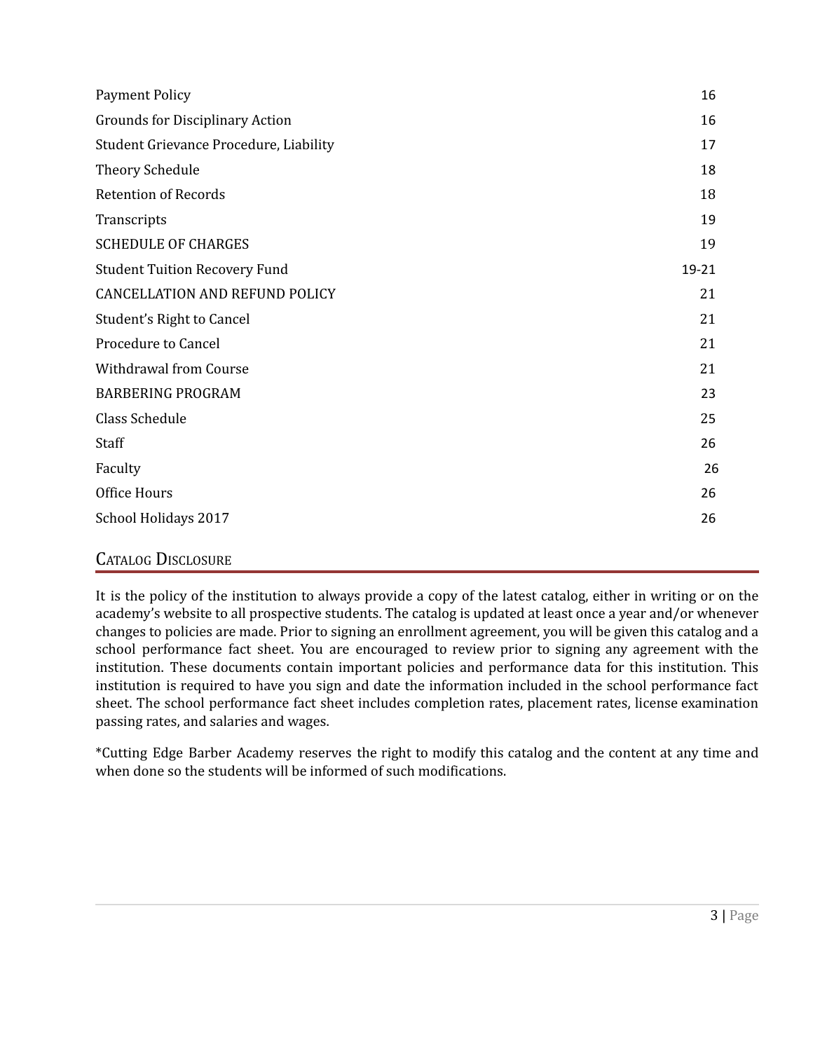| | |
|---|---|
| Payment Policy | 16 |
| Grounds for Disciplinary Action | 16 |
| Student Grievance Procedure, Liability | 17 |
| Theory Schedule | 18 |
| Retention of Records | 18 |
| Transcripts | 19 |
| SCHEDULE OF CHARGES | 19 |
| Student Tuition Recovery Fund | 19-21 |
| CANCELLATION AND REFUND POLICY | 21 |
| Student's Right to Cancel | 21 |
| Procedure to Cancel | 21 |
| Withdrawal from Course | 21 |
| BARBERING PROGRAM | 23 |
| Class Schedule | 25 |
| Staff | 26 |
| Faculty | 26 |
| Office Hours | 26 |
| School Holidays 2017 | 26 |

## Catalog Disclosure

It is the policy of the institution to always provide a copy of the latest catalog, either in writing or on the academy's website to all prospective students. The catalog is updated at least once a year and/or whenever changes to policies are made. Prior to signing an enrollment agreement, you will be given this catalog and a school performance fact sheet. You are encouraged to review prior to signing any agreement with the institution. These documents contain important policies and performance data for this institution. This institution is required to have you sign and date the information included in the school performance fact sheet. The school performance fact sheet includes completion rates, placement rates, license examination passing rates, and salaries and wages.

*Cutting Edge Barber Academy reserves the right to modify this catalog and the content at any time and when done so the students will be informed of such modifications.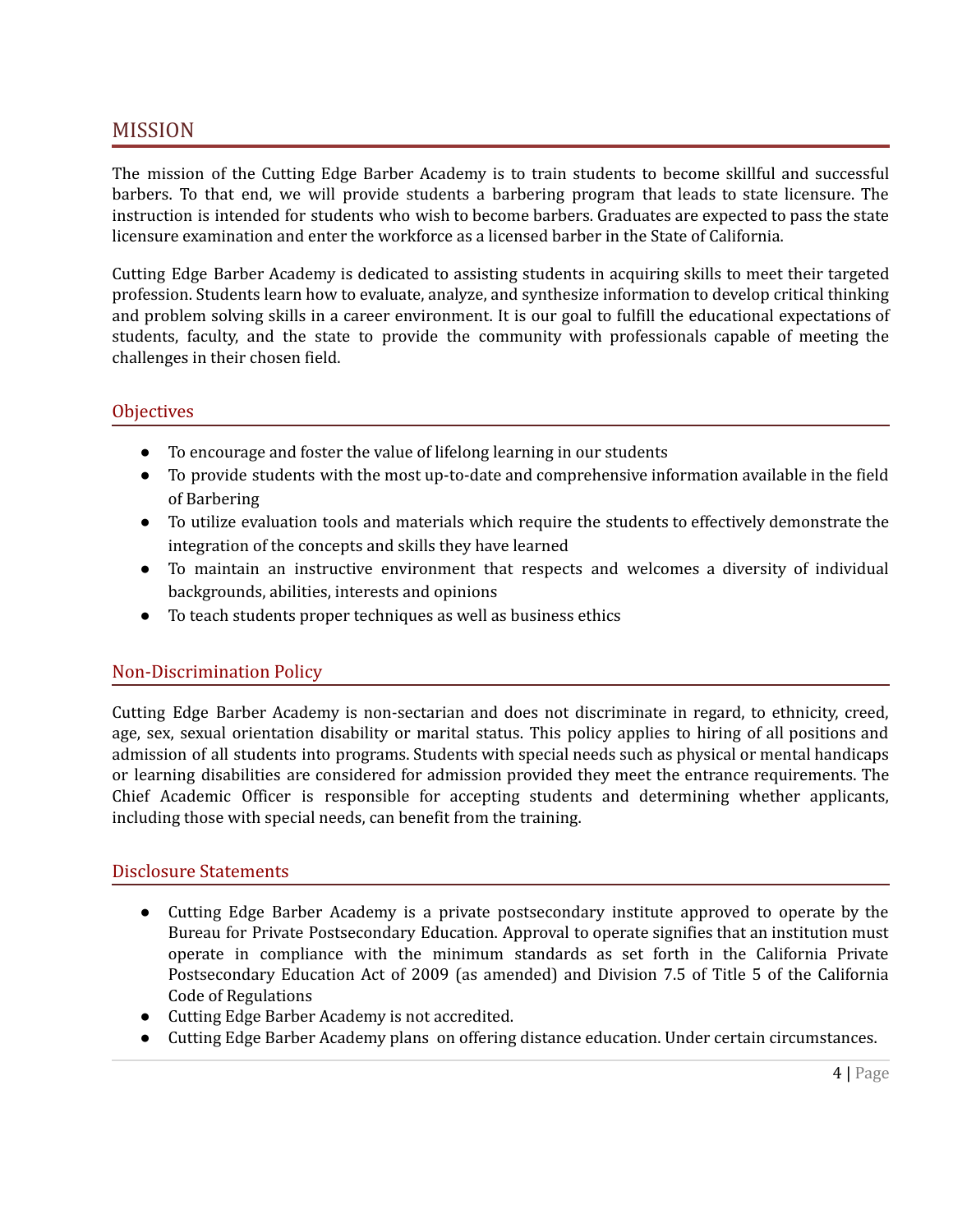# MISSION

The mission of the Cutting Edge Barber Academy is to train students to become skillful and successful barbers. To that end, we will provide students a barbering program that leads to state licensure. The instruction is intended for students who wish to become barbers. Graduates are expected to pass the state licensure examination and enter the workforce as a licensed barber in the State of California.

Cutting Edge Barber Academy is dedicated to assisting students in acquiring skills to meet their targeted profession. Students learn how to evaluate, analyze, and synthesize information to develop critical thinking and problem solving skills in a career environment. It is our goal to fulfill the educational expectations of students, faculty, and the state to provide the community with professionals capable of meeting the challenges in their chosen field.

## Objectives

- To encourage and foster the value of lifelong learning in our students
- To provide students with the most up-to-date and comprehensive information available in the field of Barbering
- To utilize evaluation tools and materials which require the students to effectively demonstrate the integration of the concepts and skills they have learned
- To maintain an instructive environment that respects and welcomes a diversity of individual backgrounds, abilities, interests and opinions
- To teach students proper techniques as well as business ethics

## Non-Discrimination Policy

Cutting Edge Barber Academy is non-sectarian and does not discriminate in regard, to ethnicity, creed, age, sex, sexual orientation disability or marital status. This policy applies to hiring of all positions and admission of all students into programs. Students with special needs such as physical or mental handicaps or learning disabilities are considered for admission provided they meet the entrance requirements. The Chief Academic Officer is responsible for accepting students and determining whether applicants, including those with special needs, can benefit from the training.

## Disclosure Statements

- Cutting Edge Barber Academy is a private postsecondary institute approved to operate by the Bureau for Private Postsecondary Education. Approval to operate signifies that an institution must operate in compliance with the minimum standards as set forth in the California Private Postsecondary Education Act of 2009 (as amended) and Division 7.5 of Title 5 of the California Code of Regulations
- Cutting Edge Barber Academy is not accredited.
- Cutting Edge Barber Academy plans on offering distance education. Under certain circumstances.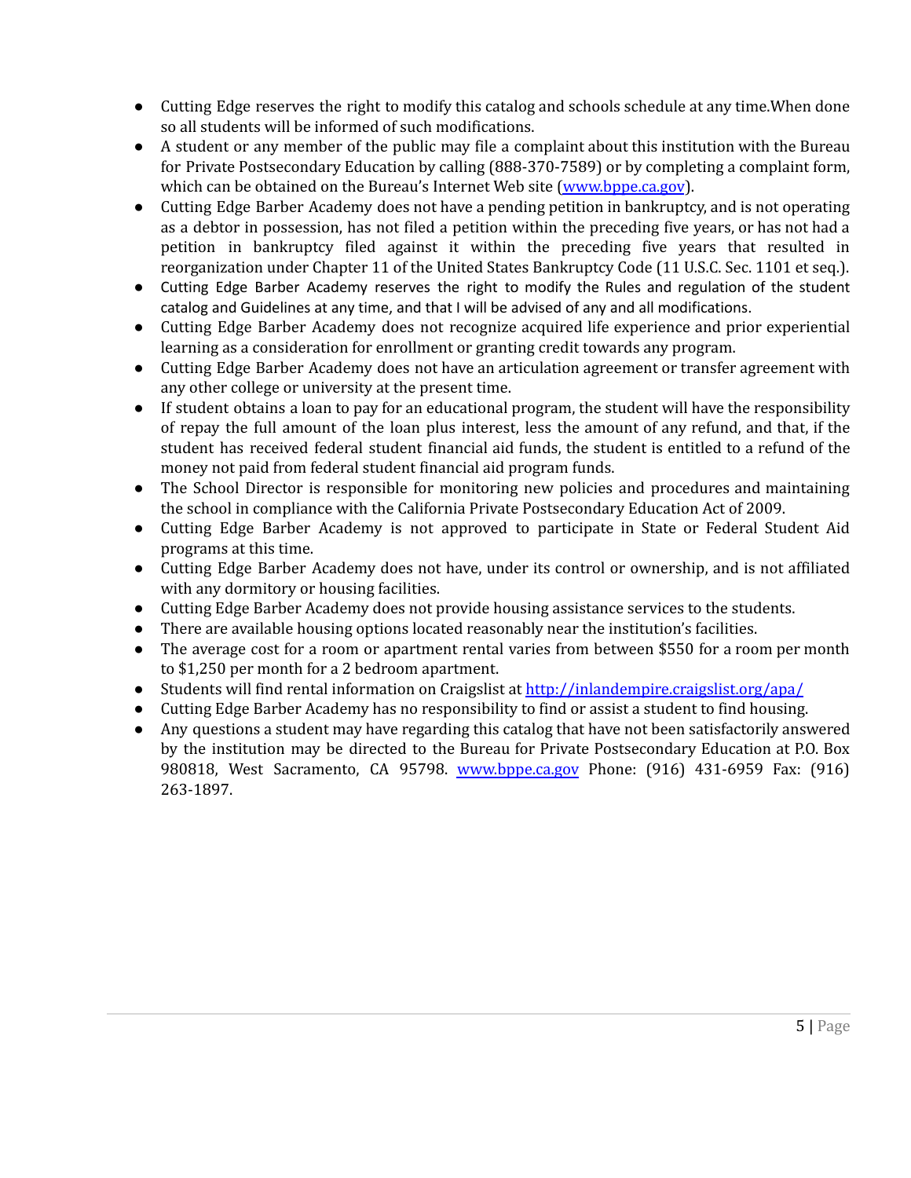- Cutting Edge reserves the right to modify this catalog and schools schedule at any time.When done so all students will be informed of such modifications.
- A student or any member of the public may file a complaint about this institution with the Bureau for Private Postsecondary Education by calling (888-370-7589) or by completing a complaint form, which can be obtained on the Bureau's Internet Web site ([www.bppe.ca.gov](http://www.bppe.ca.gov)).
- Cutting Edge Barber Academy does not have a pending petition in bankruptcy, and is not operating as a debtor in possession, has not filed a petition within the preceding five years, or has not had a petition in bankruptcy filed against it within the preceding five years that resulted in reorganization under Chapter 11 of the United States Bankruptcy Code (11 U.S.C. Sec. 1101 et seq.).
- Cutting Edge Barber Academy reserves the right to modify the Rules and regulation of the student catalog and Guidelines at any time, and that I will be advised of any and all modifications.
- Cutting Edge Barber Academy does not recognize acquired life experience and prior experiential learning as a consideration for enrollment or granting credit towards any program.
- Cutting Edge Barber Academy does not have an articulation agreement or transfer agreement with any other college or university at the present time.
- If student obtains a loan to pay for an educational program, the student will have the responsibility of repay the full amount of the loan plus interest, less the amount of any refund, and that, if the student has received federal student financial aid funds, the student is entitled to a refund of the money not paid from federal student financial aid program funds.
- The School Director is responsible for monitoring new policies and procedures and maintaining the school in compliance with the California Private Postsecondary Education Act of 2009.
- Cutting Edge Barber Academy is not approved to participate in State or Federal Student Aid programs at this time.
- Cutting Edge Barber Academy does not have, under its control or ownership, and is not affiliated with any dormitory or housing facilities.
- Cutting Edge Barber Academy does not provide housing assistance services to the students.
- There are available housing options located reasonably near the institution's facilities.
- The average cost for a room or apartment rental varies from between $550 for a room per month to $1,250 per month for a 2 bedroom apartment.
- Students will find rental information on Craigslist at [http://inlandempire.craigslist.org/apa/](http://inlandempire.craigslist.org/apa/)
- Cutting Edge Barber Academy has no responsibility to find or assist a student to find housing.
- Any questions a student may have regarding this catalog that have not been satisfactorily answered by the institution may be directed to the Bureau for Private Postsecondary Education at P.O. Box 980818, West Sacramento, CA 95798. [www.bppe.ca.gov](http://www.bppe.ca.gov) Phone: (916) 431-6959 Fax: (916) 263-1897.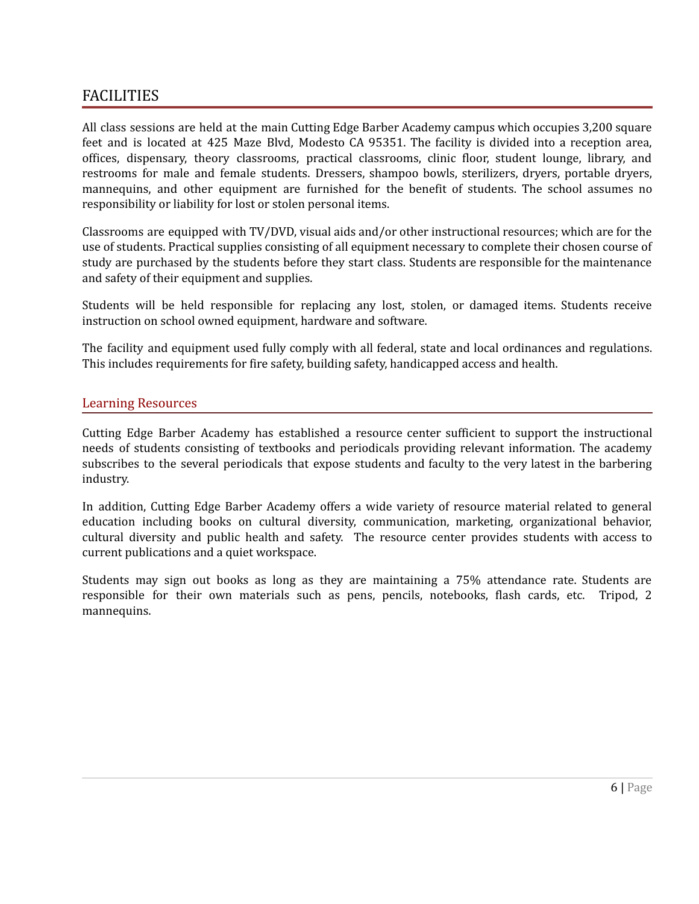# FACILITIES

All class sessions are held at the main Cutting Edge Barber Academy campus which occupies 3,200 square feet and is located at 425 Maze Blvd, Modesto CA 95351. The facility is divided into a reception area, offices, dispensary, theory classrooms, practical classrooms, clinic floor, student lounge, library, and restrooms for male and female students. Dressers, shampoo bowls, sterilizers, dryers, portable dryers, mannequins, and other equipment are furnished for the benefit of students. The school assumes no responsibility or liability for lost or stolen personal items.

Classrooms are equipped with TV/DVD, visual aids and/or other instructional resources; which are for the use of students. Practical supplies consisting of all equipment necessary to complete their chosen course of study are purchased by the students before they start class. Students are responsible for the maintenance and safety of their equipment and supplies.

Students will be held responsible for replacing any lost, stolen, or damaged items. Students receive instruction on school owned equipment, hardware and software.

The facility and equipment used fully comply with all federal, state and local ordinances and regulations. This includes requirements for fire safety, building safety, handicapped access and health.

## Learning Resources

Cutting Edge Barber Academy has established a resource center sufficient to support the instructional needs of students consisting of textbooks and periodicals providing relevant information. The academy subscribes to the several periodicals that expose students and faculty to the very latest in the barbering industry.

In addition, Cutting Edge Barber Academy offers a wide variety of resource material related to general education including books on cultural diversity, communication, marketing, organizational behavior, cultural diversity and public health and safety. The resource center provides students with access to current publications and a quiet workspace.

Students may sign out books as long as they are maintaining a 75% attendance rate. Students are responsible for their own materials such as pens, pencils, notebooks, flash cards, etc. Tripod, 2 mannequins.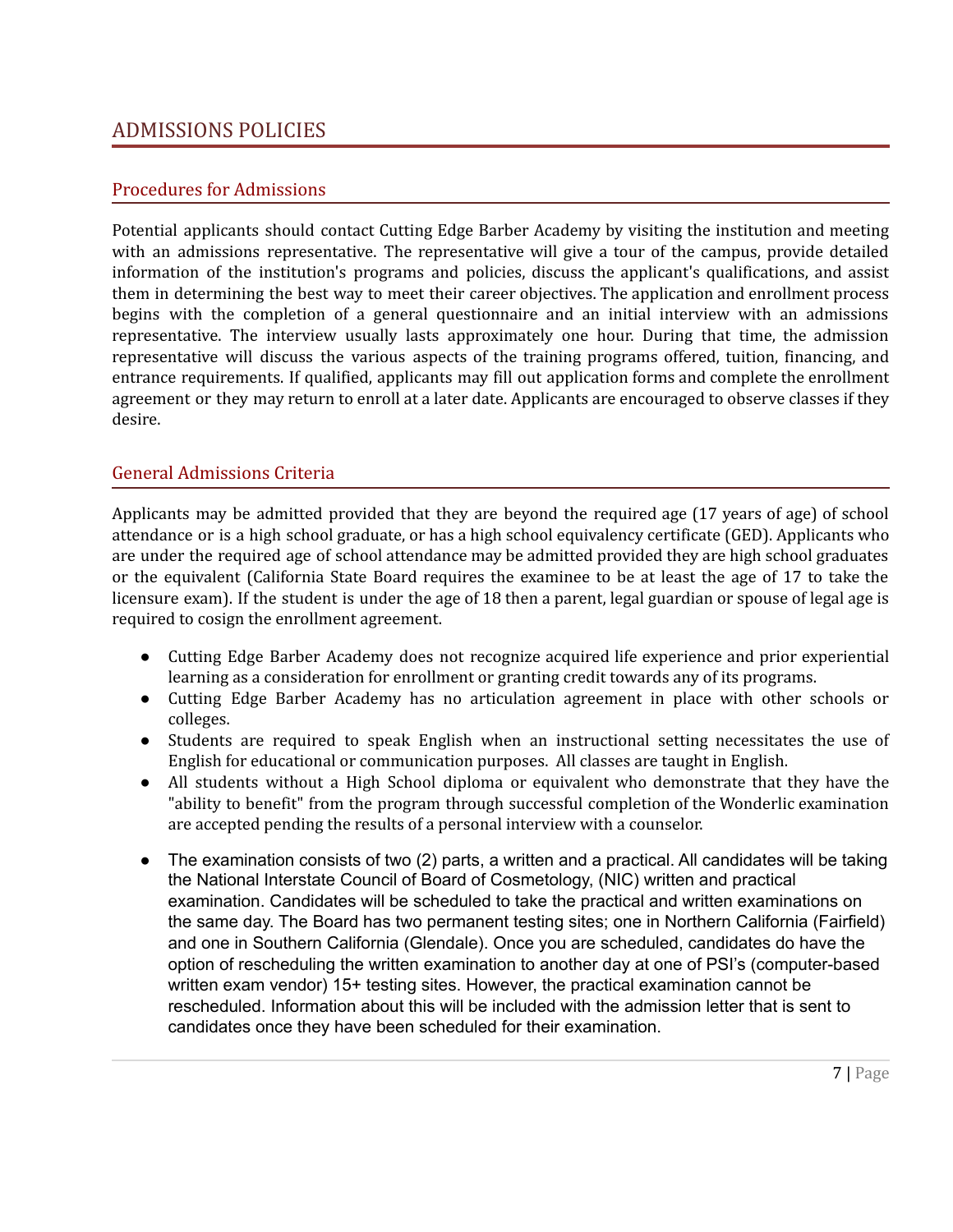# ADMISSIONS POLICIES

## Procedures for Admissions

Potential applicants should contact Cutting Edge Barber Academy by visiting the institution and meeting with an admissions representative. The representative will give a tour of the campus, provide detailed information of the institution's programs and policies, discuss the applicant's qualifications, and assist them in determining the best way to meet their career objectives. The application and enrollment process begins with the completion of a general questionnaire and an initial interview with an admissions representative. The interview usually lasts approximately one hour. During that time, the admission representative will discuss the various aspects of the training programs offered, tuition, financing, and entrance requirements. If qualified, applicants may fill out application forms and complete the enrollment agreement or they may return to enroll at a later date. Applicants are encouraged to observe classes if they desire.

## General Admissions Criteria

Applicants may be admitted provided that they are beyond the required age (17 years of age) of school attendance or is a high school graduate, or has a high school equivalency certificate (GED). Applicants who are under the required age of school attendance may be admitted provided they are high school graduates or the equivalent (California State Board requires the examinee to be at least the age of 17 to take the licensure exam). If the student is under the age of 18 then a parent, legal guardian or spouse of legal age is required to cosign the enrollment agreement.

- Cutting Edge Barber Academy does not recognize acquired life experience and prior experiential learning as a consideration for enrollment or granting credit towards any of its programs.
- Cutting Edge Barber Academy has no articulation agreement in place with other schools or colleges.
- Students are required to speak English when an instructional setting necessitates the use of English for educational or communication purposes. All classes are taught in English.
- All students without a High School diploma or equivalent who demonstrate that they have the "ability to benefit" from the program through successful completion of the Wonderlic examination are accepted pending the results of a personal interview with a counselor.
- The examination consists of two (2) parts, a written and a practical. All candidates will be taking the National Interstate Council of Board of Cosmetology, (NIC) written and practical examination. Candidates will be scheduled to take the practical and written examinations on the same day. The Board has two permanent testing sites; one in Northern California (Fairfield) and one in Southern California (Glendale). Once you are scheduled, candidates do have the option of rescheduling the written examination to another day at one of PSI's (computer-based written exam vendor) 15+ testing sites. However, the practical examination cannot be rescheduled. Information about this will be included with the admission letter that is sent to candidates once they have been scheduled for their examination.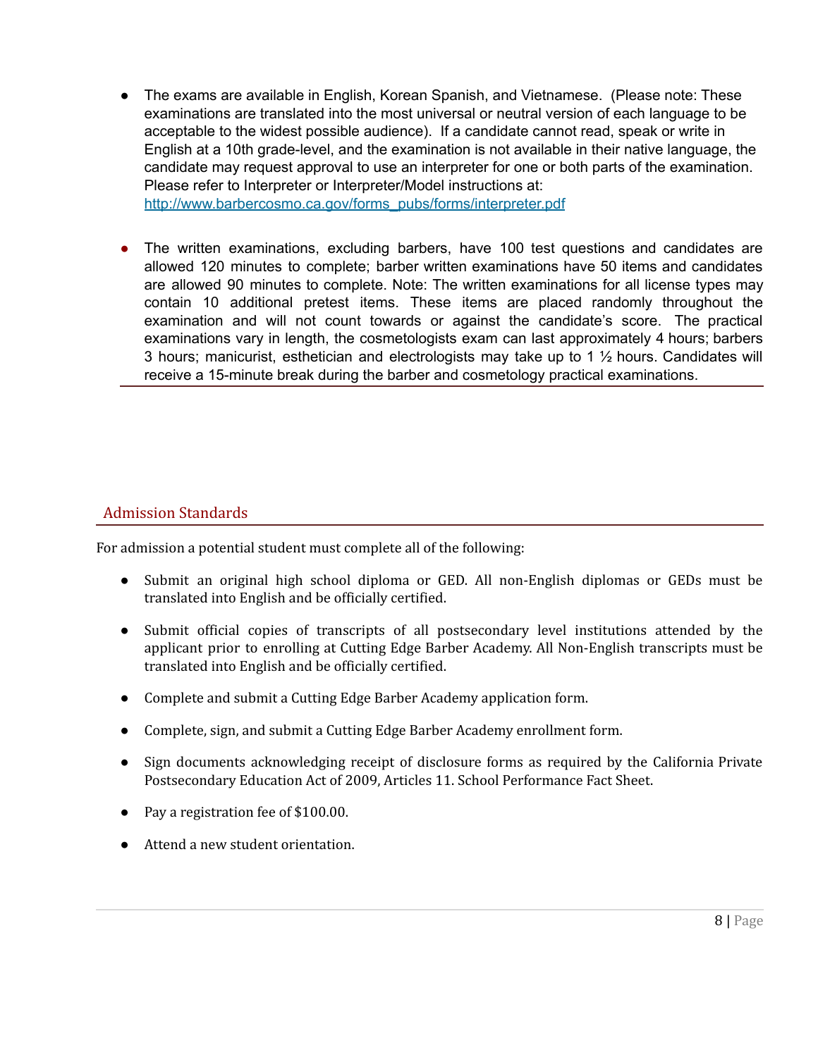- The exams are available in English, Korean Spanish, and Vietnamese. (Please note: These examinations are translated into the most universal or neutral version of each language to be acceptable to the widest possible audience). If a candidate cannot read, speak or write in English at a 10th grade-level, and the examination is not available in their native language, the candidate may request approval to use an interpreter for one or both parts of the examination. Please refer to Interpreter or Interpreter/Model instructions at: [http://www.barbercosmo.ca.gov/forms_pubs/forms/interpreter.pdf](http://www.barbercosmo.ca.gov/forms_pubs/forms/interpreter.pdf)

- The written examinations, excluding barbers, have 100 test questions and candidates are allowed 120 minutes to complete; barber written examinations have 50 items and candidates are allowed 90 minutes to complete. Note: The written examinations for all license types may contain 10 additional pretest items. These items are placed randomly throughout the examination and will not count towards or against the candidate's score. The practical examinations vary in length, the cosmetologists exam can last approximately 4 hours; barbers 3 hours; manicurist, esthetician and electrologists may take up to 1 ½ hours. Candidates will receive a 15-minute break during the barber and cosmetology practical examinations.

## Admission Standards

For admission a potential student must complete all of the following:

- Submit an original high school diploma or GED. All non-English diplomas or GEDs must be translated into English and be officially certified.

- Submit official copies of transcripts of all postsecondary level institutions attended by the applicant prior to enrolling at Cutting Edge Barber Academy. All Non-English transcripts must be translated into English and be officially certified.

- Complete and submit a Cutting Edge Barber Academy application form.

- Complete, sign, and submit a Cutting Edge Barber Academy enrollment form.

- Sign documents acknowledging receipt of disclosure forms as required by the California Private Postsecondary Education Act of 2009, Articles 11. School Performance Fact Sheet.

- Pay a registration fee of $100.00.

- Attend a new student orientation.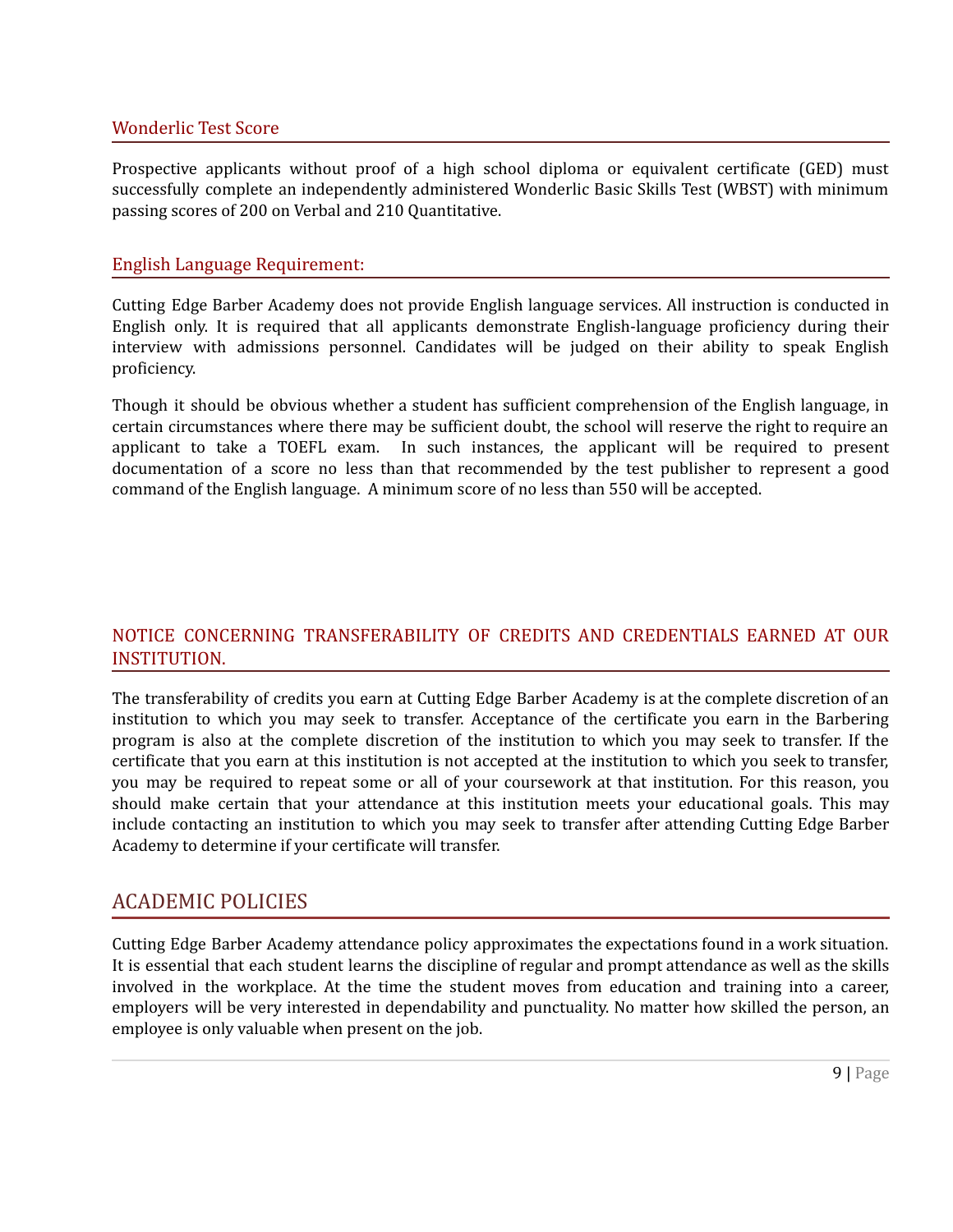### Wonderlic Test Score

Prospective applicants without proof of a high school diploma or equivalent certificate (GED) must successfully complete an independently administered Wonderlic Basic Skills Test (WBST) with minimum passing scores of 200 on Verbal and 210 Quantitative.

### English Language Requirement:

Cutting Edge Barber Academy does not provide English language services. All instruction is conducted in English only. It is required that all applicants demonstrate English-language proficiency during their interview with admissions personnel. Candidates will be judged on their ability to speak English proficiency.

Though it should be obvious whether a student has sufficient comprehension of the English language, in certain circumstances where there may be sufficient doubt, the school will reserve the right to require an applicant to take a TOEFL exam. In such instances, the applicant will be required to present documentation of a score no less than that recommended by the test publisher to represent a good command of the English language. A minimum score of no less than 550 will be accepted.

### NOTICE CONCERNING TRANSFERABILITY OF CREDITS AND CREDENTIALS EARNED AT OUR INSTITUTION.

The transferability of credits you earn at Cutting Edge Barber Academy is at the complete discretion of an institution to which you may seek to transfer. Acceptance of the certificate you earn in the Barbering program is also at the complete discretion of the institution to which you may seek to transfer. If the certificate that you earn at this institution is not accepted at the institution to which you seek to transfer, you may be required to repeat some or all of your coursework at that institution. For this reason, you should make certain that your attendance at this institution meets your educational goals. This may include contacting an institution to which you may seek to transfer after attending Cutting Edge Barber Academy to determine if your certificate will transfer.

## ACADEMIC POLICIES

Cutting Edge Barber Academy attendance policy approximates the expectations found in a work situation. It is essential that each student learns the discipline of regular and prompt attendance as well as the skills involved in the workplace. At the time the student moves from education and training into a career, employers will be very interested in dependability and punctuality. No matter how skilled the person, an employee is only valuable when present on the job.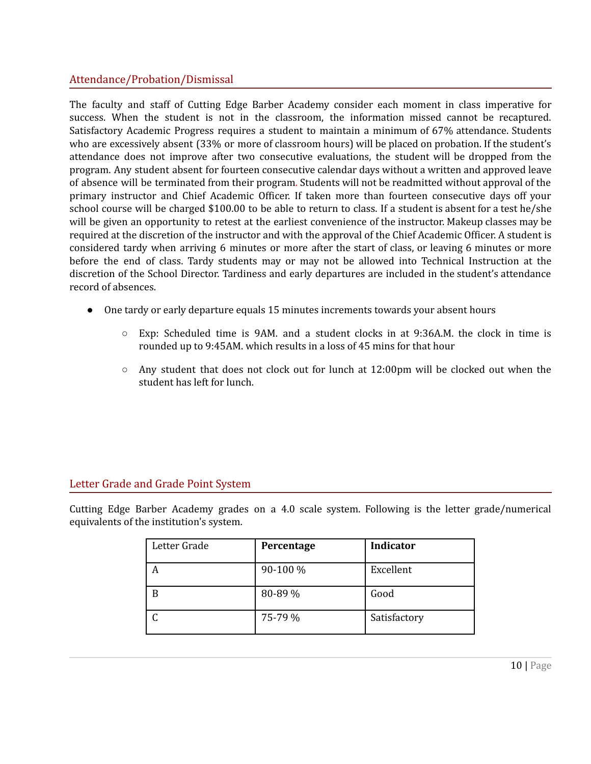## Attendance/Probation/Dismissal

The faculty and staff of Cutting Edge Barber Academy consider each moment in class imperative for success. When the student is not in the classroom, the information missed cannot be recaptured. Satisfactory Academic Progress requires a student to maintain a minimum of 67% attendance. Students who are excessively absent (33% or more of classroom hours) will be placed on probation. If the student's attendance does not improve after two consecutive evaluations, the student will be dropped from the program. Any student absent for fourteen consecutive calendar days without a written and approved leave of absence will be terminated from their program. Students will not be readmitted without approval of the primary instructor and Chief Academic Officer. If taken more than fourteen consecutive days off your school course will be charged $100.00 to be able to return to class. If a student is absent for a test he/she will be given an opportunity to retest at the earliest convenience of the instructor. Makeup classes may be required at the discretion of the instructor and with the approval of the Chief Academic Officer. A student is considered tardy when arriving 6 minutes or more after the start of class, or leaving 6 minutes or more before the end of class. Tardy students may or may not be allowed into Technical Instruction at the discretion of the School Director. Tardiness and early departures are included in the student's attendance record of absences.

- One tardy or early departure equals 15 minutes increments towards your absent hours
  - Exp: Scheduled time is 9AM. and a student clocks in at 9:36A.M. the clock in time is rounded up to 9:45AM. which results in a loss of 45 mins for that hour
  - Any student that does not clock out for lunch at 12:00pm will be clocked out when the student has left for lunch.

## Letter Grade and Grade Point System

Cutting Edge Barber Academy grades on a 4.0 scale system. Following is the letter grade/numerical equivalents of the institution's system.

| Letter Grade | **Percentage** | **Indicator** |
|---|---|---|
| A | 90-100 % | Excellent |
| B | 80-89 % | Good |
| C | 75-79 % | Satisfactory |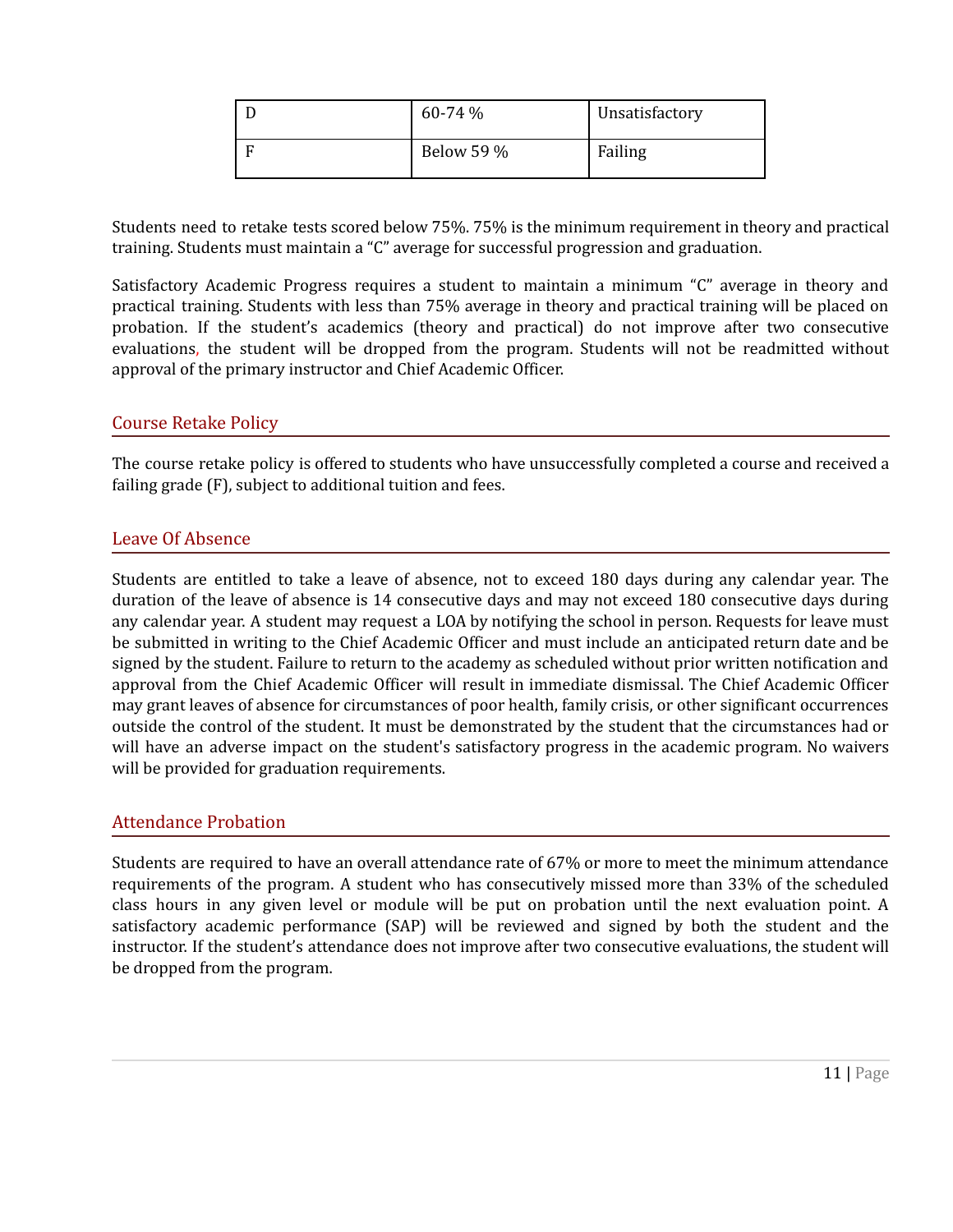| D | 60-74 % | Unsatisfactory |
|---|---|---|
| F | Below 59 % | Failing |

Students need to retake tests scored below 75%. 75% is the minimum requirement in theory and practical training. Students must maintain a "C" average for successful progression and graduation.

Satisfactory Academic Progress requires a student to maintain a minimum "C" average in theory and practical training. Students with less than 75% average in theory and practical training will be placed on probation. If the student's academics (theory and practical) do not improve after two consecutive evaluations, the student will be dropped from the program. Students will not be readmitted without approval of the primary instructor and Chief Academic Officer.

## Course Retake Policy

The course retake policy is offered to students who have unsuccessfully completed a course and received a failing grade (F), subject to additional tuition and fees.

## Leave Of Absence

Students are entitled to take a leave of absence, not to exceed 180 days during any calendar year. The duration of the leave of absence is 14 consecutive days and may not exceed 180 consecutive days during any calendar year. A student may request a LOA by notifying the school in person. Requests for leave must be submitted in writing to the Chief Academic Officer and must include an anticipated return date and be signed by the student. Failure to return to the academy as scheduled without prior written notification and approval from the Chief Academic Officer will result in immediate dismissal. The Chief Academic Officer may grant leaves of absence for circumstances of poor health, family crisis, or other significant occurrences outside the control of the student. It must be demonstrated by the student that the circumstances had or will have an adverse impact on the student's satisfactory progress in the academic program. No waivers will be provided for graduation requirements.

## Attendance Probation

Students are required to have an overall attendance rate of 67% or more to meet the minimum attendance requirements of the program. A student who has consecutively missed more than 33% of the scheduled class hours in any given level or module will be put on probation until the next evaluation point. A satisfactory academic performance (SAP) will be reviewed and signed by both the student and the instructor. If the student's attendance does not improve after two consecutive evaluations, the student will be dropped from the program.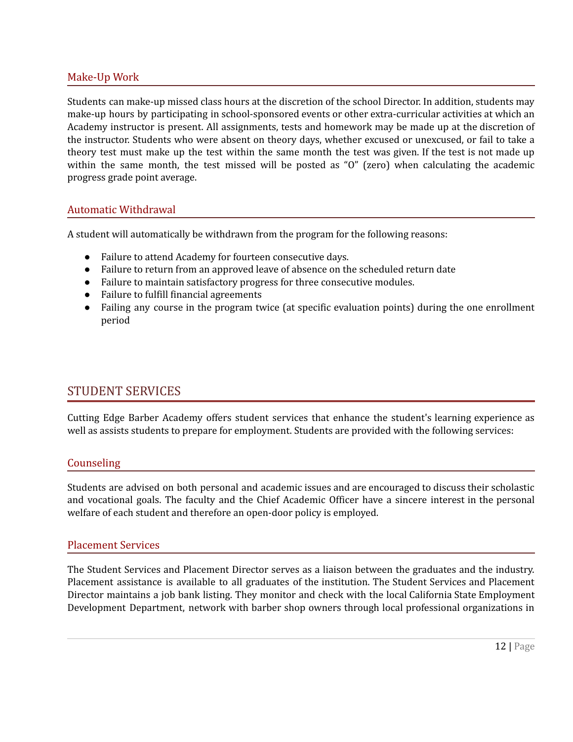### Make-Up Work

Students can make-up missed class hours at the discretion of the school Director. In addition, students may make-up hours by participating in school-sponsored events or other extra-curricular activities at which an Academy instructor is present. All assignments, tests and homework may be made up at the discretion of the instructor. Students who were absent on theory days, whether excused or unexcused, or fail to take a theory test must make up the test within the same month the test was given. If the test is not made up within the same month, the test missed will be posted as "0" (zero) when calculating the academic progress grade point average.

### Automatic Withdrawal

A student will automatically be withdrawn from the program for the following reasons:

- Failure to attend Academy for fourteen consecutive days.
- Failure to return from an approved leave of absence on the scheduled return date
- Failure to maintain satisfactory progress for three consecutive modules.
- Failure to fulfill financial agreements
- Failing any course in the program twice (at specific evaluation points) during the one enrollment period

## STUDENT SERVICES

Cutting Edge Barber Academy offers student services that enhance the student's learning experience as well as assists students to prepare for employment. Students are provided with the following services:

### Counseling

Students are advised on both personal and academic issues and are encouraged to discuss their scholastic and vocational goals. The faculty and the Chief Academic Officer have a sincere interest in the personal welfare of each student and therefore an open-door policy is employed.

### Placement Services

The Student Services and Placement Director serves as a liaison between the graduates and the industry. Placement assistance is available to all graduates of the institution. The Student Services and Placement Director maintains a job bank listing. They monitor and check with the local California State Employment Development Department, network with barber shop owners through local professional organizations in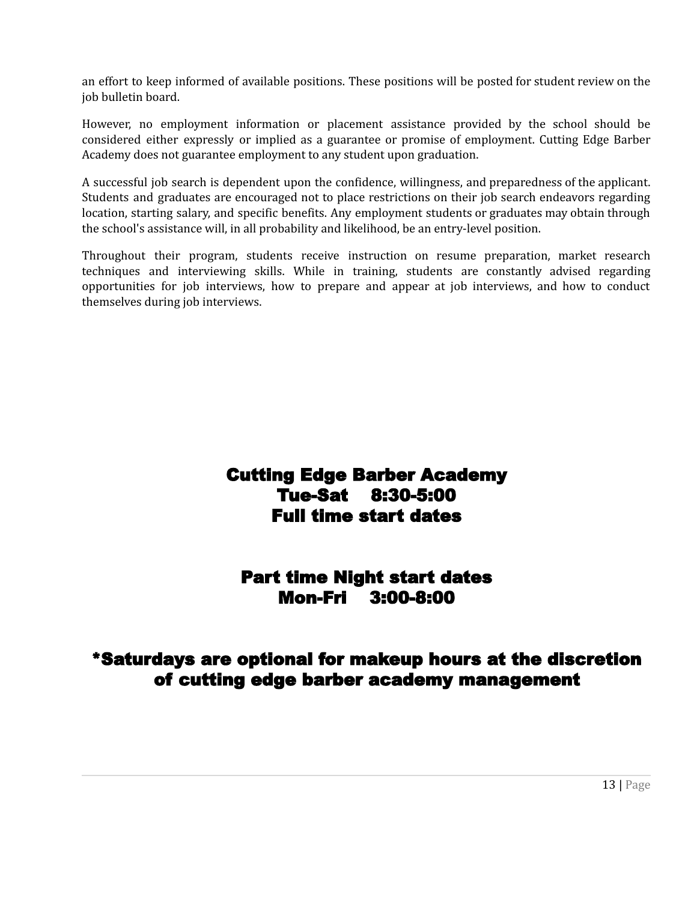an effort to keep informed of available positions. These positions will be posted for student review on the job bulletin board.

However, no employment information or placement assistance provided by the school should be considered either expressly or implied as a guarantee or promise of employment. Cutting Edge Barber Academy does not guarantee employment to any student upon graduation.

A successful job search is dependent upon the confidence, willingness, and preparedness of the applicant. Students and graduates are encouraged not to place restrictions on their job search endeavors regarding location, starting salary, and specific benefits. Any employment students or graduates may obtain through the school's assistance will, in all probability and likelihood, be an entry-level position.

Throughout their program, students receive instruction on resume preparation, market research techniques and interviewing skills. While in training, students are constantly advised regarding opportunities for job interviews, how to prepare and appear at job interviews, and how to conduct themselves during job interviews.

## Cutting Edge Barber Academy
## Tue-Sat 8:30-5:00
## Full time start dates

## Part time Night start dates
## Mon-Fri 3:00-8:00

## *Saturdays are optional for makeup hours at the discretion of cutting edge barber academy management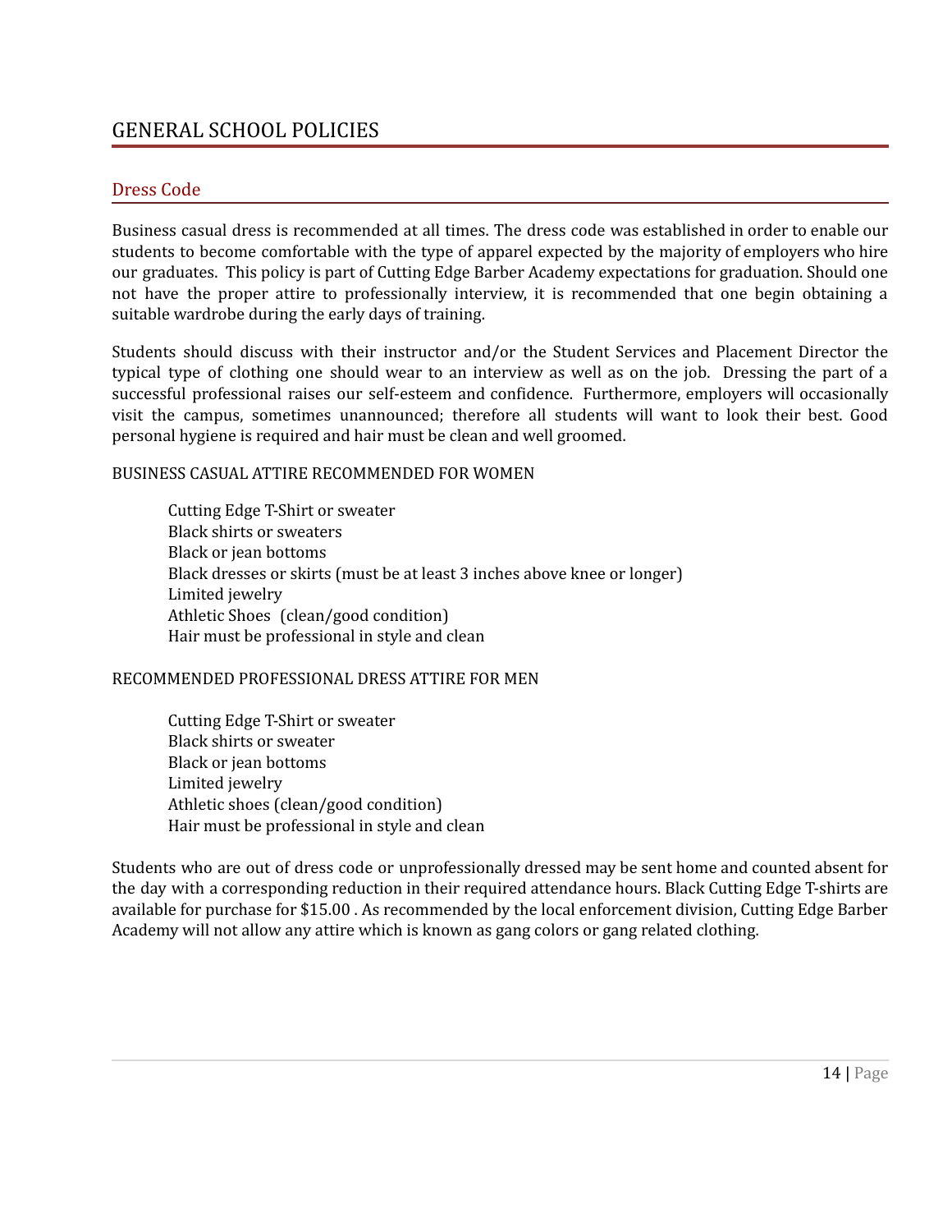# GENERAL SCHOOL POLICIES

## Dress Code

Business casual dress is recommended at all times. The dress code was established in order to enable our students to become comfortable with the type of apparel expected by the majority of employers who hire our graduates. This policy is part of Cutting Edge Barber Academy expectations for graduation. Should one not have the proper attire to professionally interview, it is recommended that one begin obtaining a suitable wardrobe during the early days of training.

Students should discuss with their instructor and/or the Student Services and Placement Director the typical type of clothing one should wear to an interview as well as on the job. Dressing the part of a successful professional raises our self-esteem and confidence. Furthermore, employers will occasionally visit the campus, sometimes unannounced; therefore all students will want to look their best. Good personal hygiene is required and hair must be clean and well groomed.

BUSINESS CASUAL ATTIRE RECOMMENDED FOR WOMEN

Cutting Edge T-Shirt or sweater
Black shirts or sweaters
Black or jean bottoms
Black dresses or skirts (must be at least 3 inches above knee or longer)
Limited jewelry
Athletic Shoes (clean/good condition)
Hair must be professional in style and clean

RECOMMENDED PROFESSIONAL DRESS ATTIRE FOR MEN

Cutting Edge T-Shirt or sweater
Black shirts or sweater
Black or jean bottoms
Limited jewelry
Athletic shoes (clean/good condition)
Hair must be professional in style and clean

Students who are out of dress code or unprofessionally dressed may be sent home and counted absent for the day with a corresponding reduction in their required attendance hours. Black Cutting Edge T-shirts are available for purchase for $15.00 . As recommended by the local enforcement division, Cutting Edge Barber Academy will not allow any attire which is known as gang colors or gang related clothing.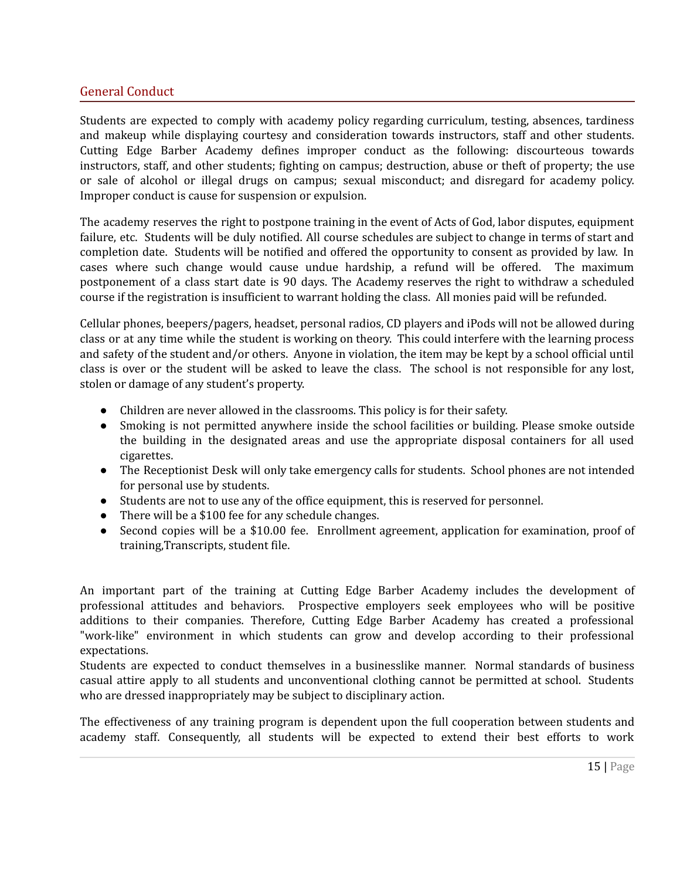## General Conduct

Students are expected to comply with academy policy regarding curriculum, testing, absences, tardiness and makeup while displaying courtesy and consideration towards instructors, staff and other students. Cutting Edge Barber Academy defines improper conduct as the following: discourteous towards instructors, staff, and other students; fighting on campus; destruction, abuse or theft of property; the use or sale of alcohol or illegal drugs on campus; sexual misconduct; and disregard for academy policy. Improper conduct is cause for suspension or expulsion.

The academy reserves the right to postpone training in the event of Acts of God, labor disputes, equipment failure, etc. Students will be duly notified. All course schedules are subject to change in terms of start and completion date. Students will be notified and offered the opportunity to consent as provided by law. In cases where such change would cause undue hardship, a refund will be offered. The maximum postponement of a class start date is 90 days. The Academy reserves the right to withdraw a scheduled course if the registration is insufficient to warrant holding the class. All monies paid will be refunded.

Cellular phones, beepers/pagers, headset, personal radios, CD players and iPods will not be allowed during class or at any time while the student is working on theory. This could interfere with the learning process and safety of the student and/or others. Anyone in violation, the item may be kept by a school official until class is over or the student will be asked to leave the class. The school is not responsible for any lost, stolen or damage of any student's property.

- Children are never allowed in the classrooms. This policy is for their safety.
- Smoking is not permitted anywhere inside the school facilities or building. Please smoke outside the building in the designated areas and use the appropriate disposal containers for all used cigarettes.
- The Receptionist Desk will only take emergency calls for students. School phones are not intended for personal use by students.
- Students are not to use any of the office equipment, this is reserved for personnel.
- There will be a $100 fee for any schedule changes.
- Second copies will be a $10.00 fee. Enrollment agreement, application for examination, proof of training,Transcripts, student file.

An important part of the training at Cutting Edge Barber Academy includes the development of professional attitudes and behaviors. Prospective employers seek employees who will be positive additions to their companies. Therefore, Cutting Edge Barber Academy has created a professional "work-like" environment in which students can grow and develop according to their professional expectations.
Students are expected to conduct themselves in a businesslike manner. Normal standards of business casual attire apply to all students and unconventional clothing cannot be permitted at school. Students who are dressed inappropriately may be subject to disciplinary action.

The effectiveness of any training program is dependent upon the full cooperation between students and academy staff. Consequently, all students will be expected to extend their best efforts to work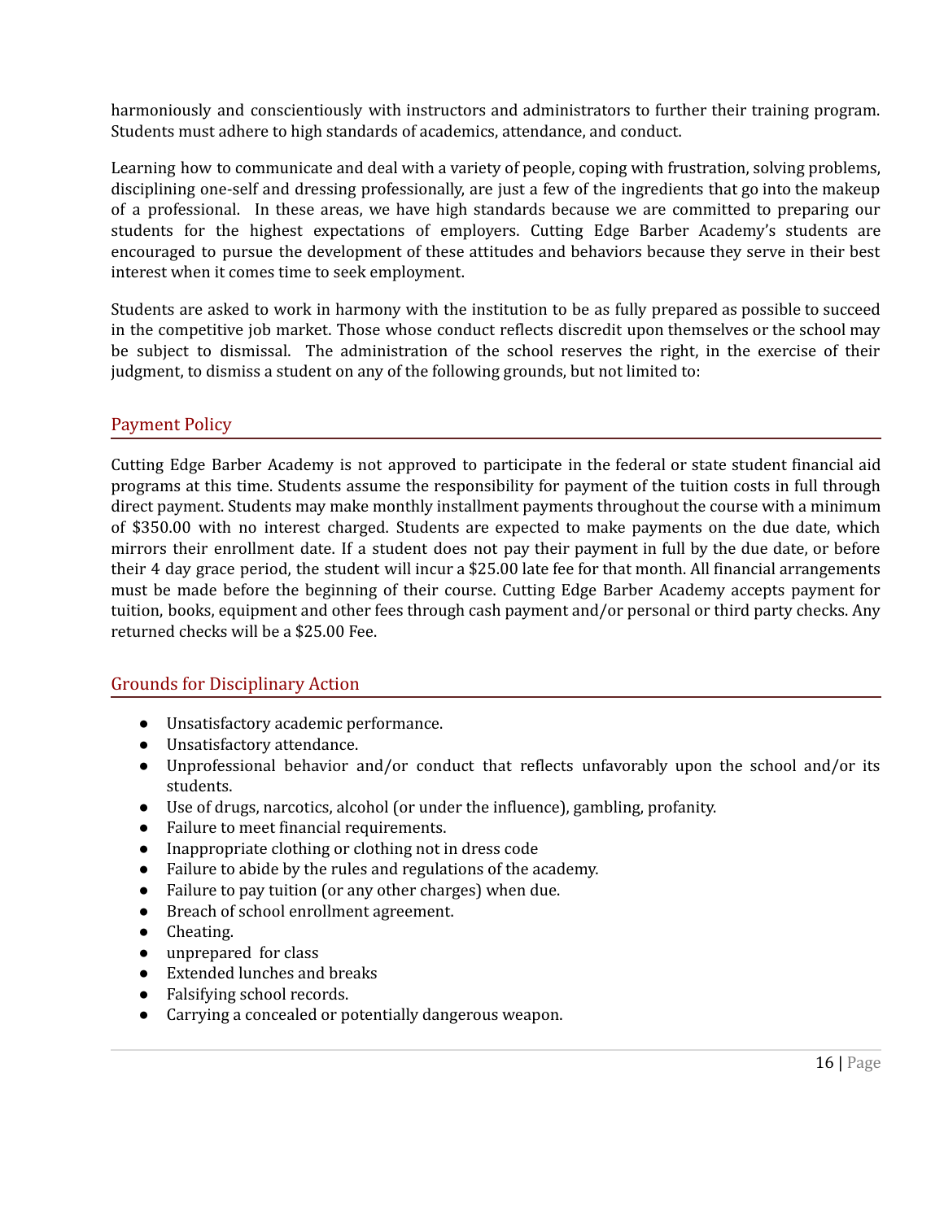harmoniously and conscientiously with instructors and administrators to further their training program. Students must adhere to high standards of academics, attendance, and conduct.

Learning how to communicate and deal with a variety of people, coping with frustration, solving problems, disciplining one-self and dressing professionally, are just a few of the ingredients that go into the makeup of a professional. In these areas, we have high standards because we are committed to preparing our students for the highest expectations of employers. Cutting Edge Barber Academy's students are encouraged to pursue the development of these attitudes and behaviors because they serve in their best interest when it comes time to seek employment.

Students are asked to work in harmony with the institution to be as fully prepared as possible to succeed in the competitive job market. Those whose conduct reflects discredit upon themselves or the school may be subject to dismissal. The administration of the school reserves the right, in the exercise of their judgment, to dismiss a student on any of the following grounds, but not limited to:

## Payment Policy

Cutting Edge Barber Academy is not approved to participate in the federal or state student financial aid programs at this time. Students assume the responsibility for payment of the tuition costs in full through direct payment. Students may make monthly installment payments throughout the course with a minimum of $350.00 with no interest charged. Students are expected to make payments on the due date, which mirrors their enrollment date. If a student does not pay their payment in full by the due date, or before their 4 day grace period, the student will incur a $25.00 late fee for that month. All financial arrangements must be made before the beginning of their course. Cutting Edge Barber Academy accepts payment for tuition, books, equipment and other fees through cash payment and/or personal or third party checks. Any returned checks will be a $25.00 Fee.

## Grounds for Disciplinary Action

- Unsatisfactory academic performance.
- Unsatisfactory attendance.
- Unprofessional behavior and/or conduct that reflects unfavorably upon the school and/or its students.
- Use of drugs, narcotics, alcohol (or under the influence), gambling, profanity.
- Failure to meet financial requirements.
- Inappropriate clothing or clothing not in dress code
- Failure to abide by the rules and regulations of the academy.
- Failure to pay tuition (or any other charges) when due.
- Breach of school enrollment agreement.
- Cheating.
- unprepared for class
- Extended lunches and breaks
- Falsifying school records.
- Carrying a concealed or potentially dangerous weapon.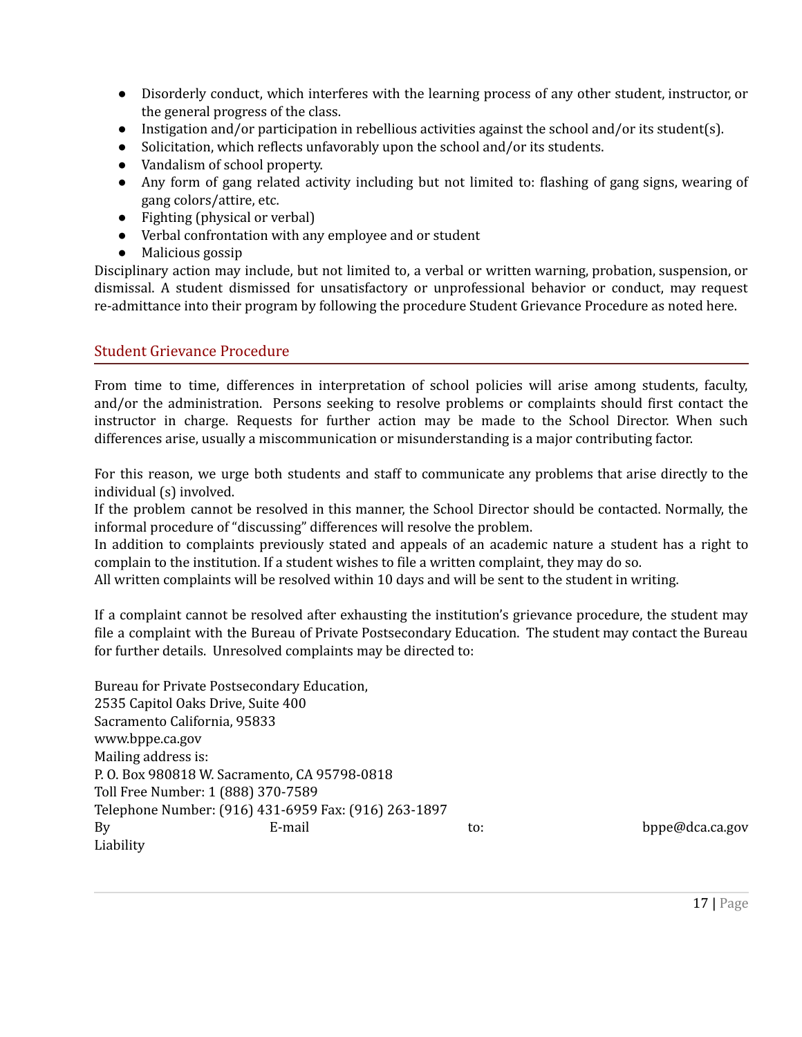- Disorderly conduct, which interferes with the learning process of any other student, instructor, or the general progress of the class.
- Instigation and/or participation in rebellious activities against the school and/or its student(s).
- Solicitation, which reflects unfavorably upon the school and/or its students.
- Vandalism of school property.
- Any form of gang related activity including but not limited to: flashing of gang signs, wearing of gang colors/attire, etc.
- Fighting (physical or verbal)
- Verbal confrontation with any employee and or student
- Malicious gossip

Disciplinary action may include, but not limited to, a verbal or written warning, probation, suspension, or dismissal. A student dismissed for unsatisfactory or unprofessional behavior or conduct, may request re-admittance into their program by following the procedure Student Grievance Procedure as noted here.

## Student Grievance Procedure

From time to time, differences in interpretation of school policies will arise among students, faculty, and/or the administration. Persons seeking to resolve problems or complaints should first contact the instructor in charge. Requests for further action may be made to the School Director. When such differences arise, usually a miscommunication or misunderstanding is a major contributing factor.

For this reason, we urge both students and staff to communicate any problems that arise directly to the individual (s) involved.
If the problem cannot be resolved in this manner, the School Director should be contacted. Normally, the informal procedure of "discussing" differences will resolve the problem.
In addition to complaints previously stated and appeals of an academic nature a student has a right to complain to the institution. If a student wishes to file a written complaint, they may do so.
All written complaints will be resolved within 10 days and will be sent to the student in writing.

If a complaint cannot be resolved after exhausting the institution's grievance procedure, the student may file a complaint with the Bureau of Private Postsecondary Education. The student may contact the Bureau for further details. Unresolved complaints may be directed to:

Bureau for Private Postsecondary Education,
2535 Capitol Oaks Drive, Suite 400
Sacramento California, 95833
www.bppe.ca.gov
Mailing address is:
P. O. Box 980818 W. Sacramento, CA 95798-0818
Toll Free Number: 1 (888) 370-7589
Telephone Number: (916) 431-6959 Fax: (916) 263-1897
By E-mail to: bppe@dca.ca.gov
Liability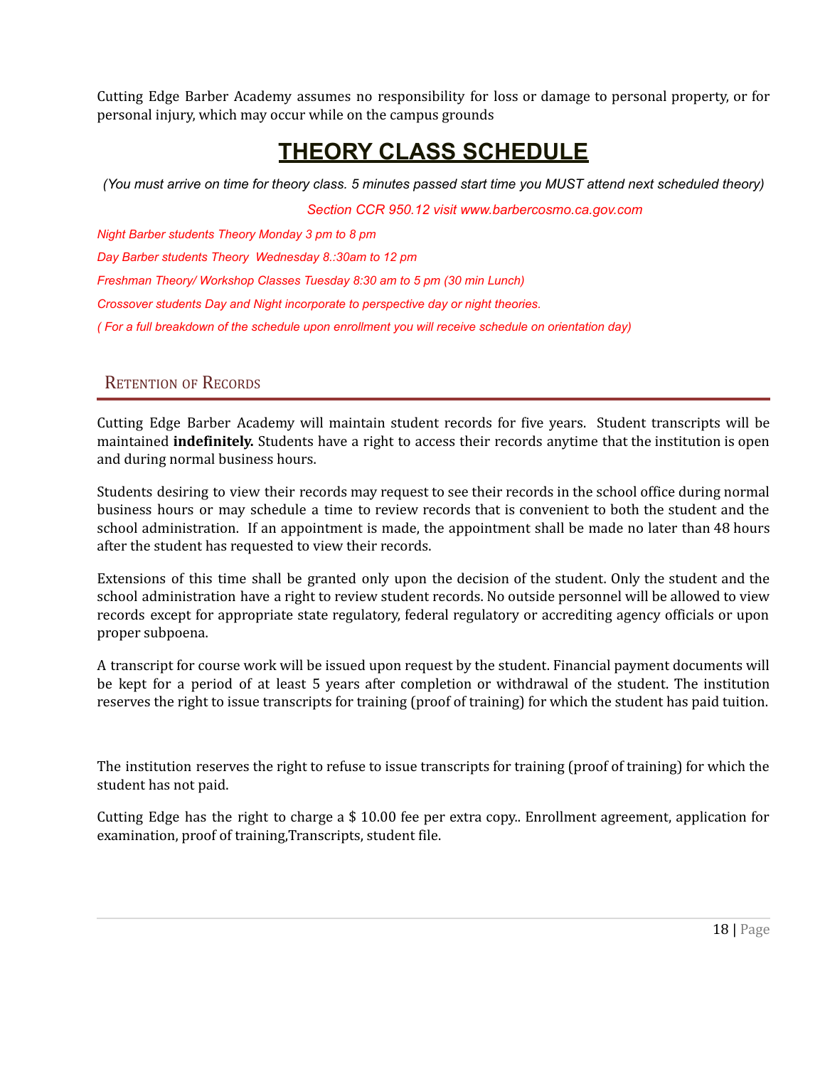Cutting Edge Barber Academy assumes no responsibility for loss or damage to personal property, or for personal injury, which may occur while on the campus grounds

# THEORY CLASS SCHEDULE

*(You must arrive on time for theory class. 5 minutes passed start time you MUST attend next scheduled theory)*

*Section CCR 950.12 visit www.barbercosmo.ca.gov.com*

*Night Barber students Theory Monday 3 pm to 8 pm*

*Day Barber students Theory  Wednesday 8.:30am to 12 pm*

*Freshman Theory/ Workshop Classes Tuesday 8:30 am to 5 pm (30 min Lunch)*

*Crossover students Day and Night incorporate to perspective day or night theories.*

*( For a full breakdown of the schedule upon enrollment you will receive schedule on orientation day)*

## Retention of Records

Cutting Edge Barber Academy will maintain student records for five years.  Student transcripts will be maintained **indefinitely.** Students have a right to access their records anytime that the institution is open and during normal business hours.

Students desiring to view their records may request to see their records in the school office during normal business hours or may schedule a time to review records that is convenient to both the student and the school administration.  If an appointment is made, the appointment shall be made no later than 48 hours after the student has requested to view their records.

Extensions of this time shall be granted only upon the decision of the student. Only the student and the school administration have a right to review student records. No outside personnel will be allowed to view records except for appropriate state regulatory, federal regulatory or accrediting agency officials or upon proper subpoena.

A transcript for course work will be issued upon request by the student. Financial payment documents will be kept for a period of at least 5 years after completion or withdrawal of the student. The institution reserves the right to issue transcripts for training (proof of training) for which the student has paid tuition.

The institution reserves the right to refuse to issue transcripts for training (proof of training) for which the student has not paid.

Cutting Edge has the right to charge a $ 10.00 fee per extra copy.. Enrollment agreement, application for examination, proof of training,Transcripts, student file.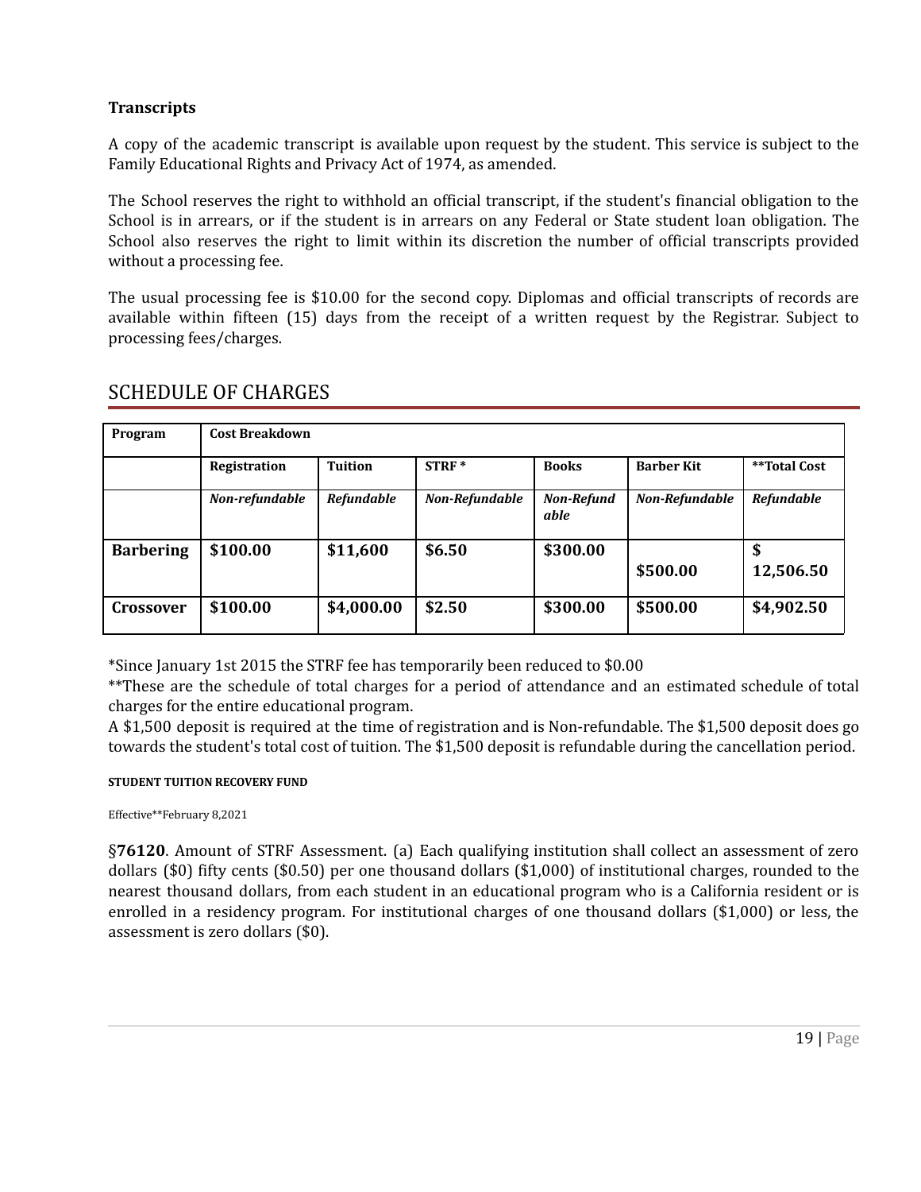### Transcripts

A copy of the academic transcript is available upon request by the student. This service is subject to the Family Educational Rights and Privacy Act of 1974, as amended.

The School reserves the right to withhold an official transcript, if the student's financial obligation to the School is in arrears, or if the student is in arrears on any Federal or State student loan obligation. The School also reserves the right to limit within its discretion the number of official transcripts provided without a processing fee.

The usual processing fee is $10.00 for the second copy. Diplomas and official transcripts of records are available within fifteen (15) days from the receipt of a written request by the Registrar. Subject to processing fees/charges.

## SCHEDULE OF CHARGES

| Program | Cost Breakdown | | | | | |
|---|---|---|---|---|---|---|
| | **Registration** | **Tuition** | **STRF *** | **Books** | **Barber Kit** | ****Total Cost** |
| | ***Non-refundable*** | ***Refundable*** | ***Non-Refundable*** | ***Non-Refundable*** | ***Non-Refundable*** | ***Refundable*** |
| **Barbering** | **$100.00** | **$11,600** | **$6.50** | **$300.00** | **$500.00** | **$ 12,506.50** |
| **Crossover** | **$100.00** | **$4,000.00** | **$2.50** | **$300.00** | **$500.00** | **$4,902.50** |

*Since January 1st 2015 the STRF fee has temporarily been reduced to $0.00
**These are the schedule of total charges for a period of attendance and an estimated schedule of total charges for the entire educational program.
A $1,500 deposit is required at the time of registration and is Non-refundable. The $1,500 deposit does go towards the student's total cost of tuition. The $1,500 deposit is refundable during the cancellation period.

**STUDENT TUITION RECOVERY FUND**

Effective**February 8,2021

§**76120**. Amount of STRF Assessment. (a) Each qualifying institution shall collect an assessment of zero dollars ($0) fifty cents ($0.50) per one thousand dollars ($1,000) of institutional charges, rounded to the nearest thousand dollars, from each student in an educational program who is a California resident or is enrolled in a residency program. For institutional charges of one thousand dollars ($1,000) or less, the assessment is zero dollars ($0).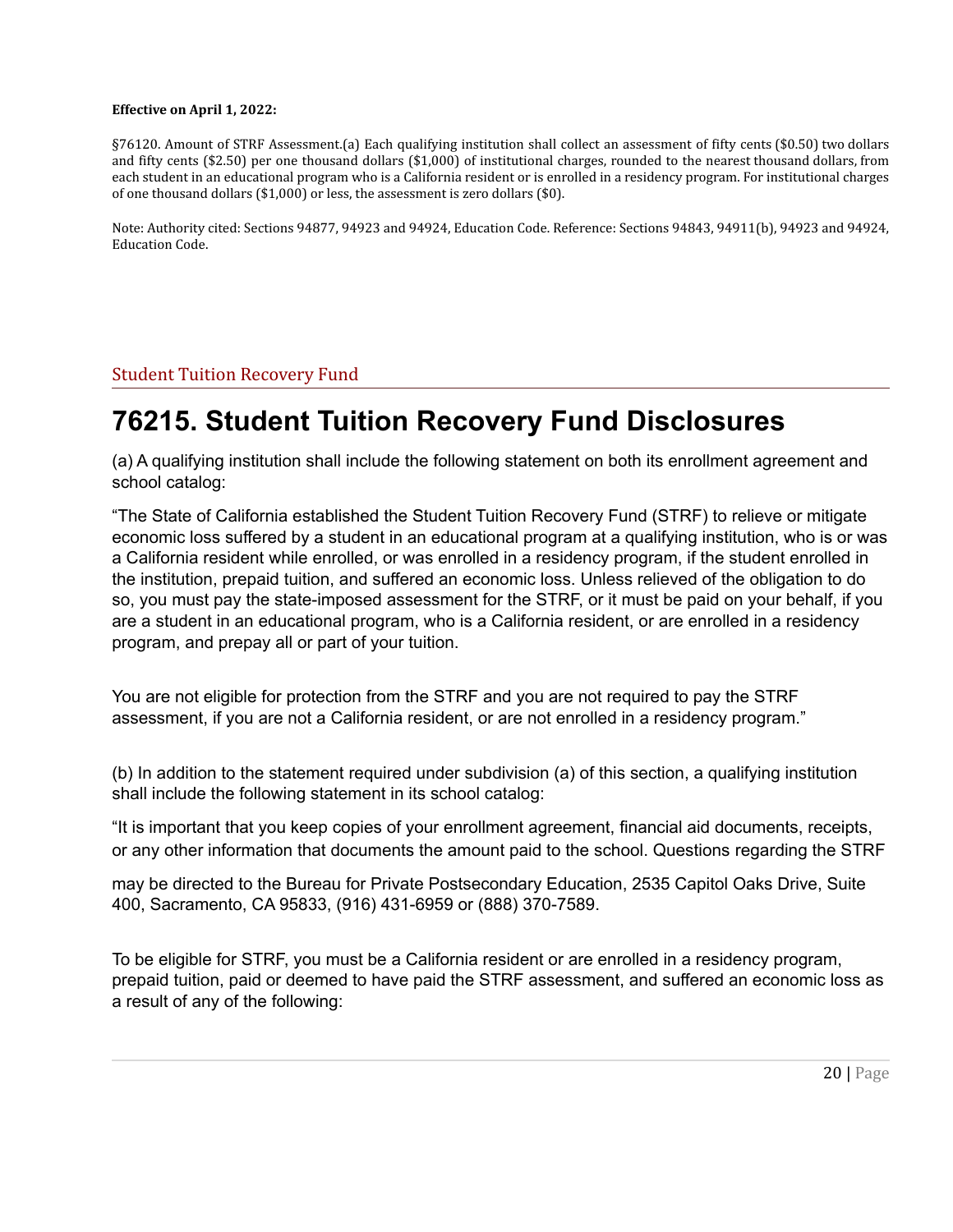**Effective on April 1, 2022:**

§76120. Amount of STRF Assessment.(a) Each qualifying institution shall collect an assessment of fifty cents ($0.50) two dollars and fifty cents ($2.50) per one thousand dollars ($1,000) of institutional charges, rounded to the nearest thousand dollars, from each student in an educational program who is a California resident or is enrolled in a residency program. For institutional charges of one thousand dollars ($1,000) or less, the assessment is zero dollars ($0).

Note: Authority cited: Sections 94877, 94923 and 94924, Education Code. Reference: Sections 94843, 94911(b), 94923 and 94924, Education Code.

## Student Tuition Recovery Fund

# 76215. Student Tuition Recovery Fund Disclosures

(a) A qualifying institution shall include the following statement on both its enrollment agreement and school catalog:

"The State of California established the Student Tuition Recovery Fund (STRF) to relieve or mitigate economic loss suffered by a student in an educational program at a qualifying institution, who is or was a California resident while enrolled, or was enrolled in a residency program, if the student enrolled in the institution, prepaid tuition, and suffered an economic loss. Unless relieved of the obligation to do so, you must pay the state-imposed assessment for the STRF, or it must be paid on your behalf, if you are a student in an educational program, who is a California resident, or are enrolled in a residency program, and prepay all or part of your tuition.

You are not eligible for protection from the STRF and you are not required to pay the STRF assessment, if you are not a California resident, or are not enrolled in a residency program."

(b) In addition to the statement required under subdivision (a) of this section, a qualifying institution shall include the following statement in its school catalog:

"It is important that you keep copies of your enrollment agreement, financial aid documents, receipts, or any other information that documents the amount paid to the school. Questions regarding the STRF may be directed to the Bureau for Private Postsecondary Education, 2535 Capitol Oaks Drive, Suite 400, Sacramento, CA 95833, (916) 431-6959 or (888) 370-7589.

To be eligible for STRF, you must be a California resident or are enrolled in a residency program, prepaid tuition, paid or deemed to have paid the STRF assessment, and suffered an economic loss as a result of any of the following: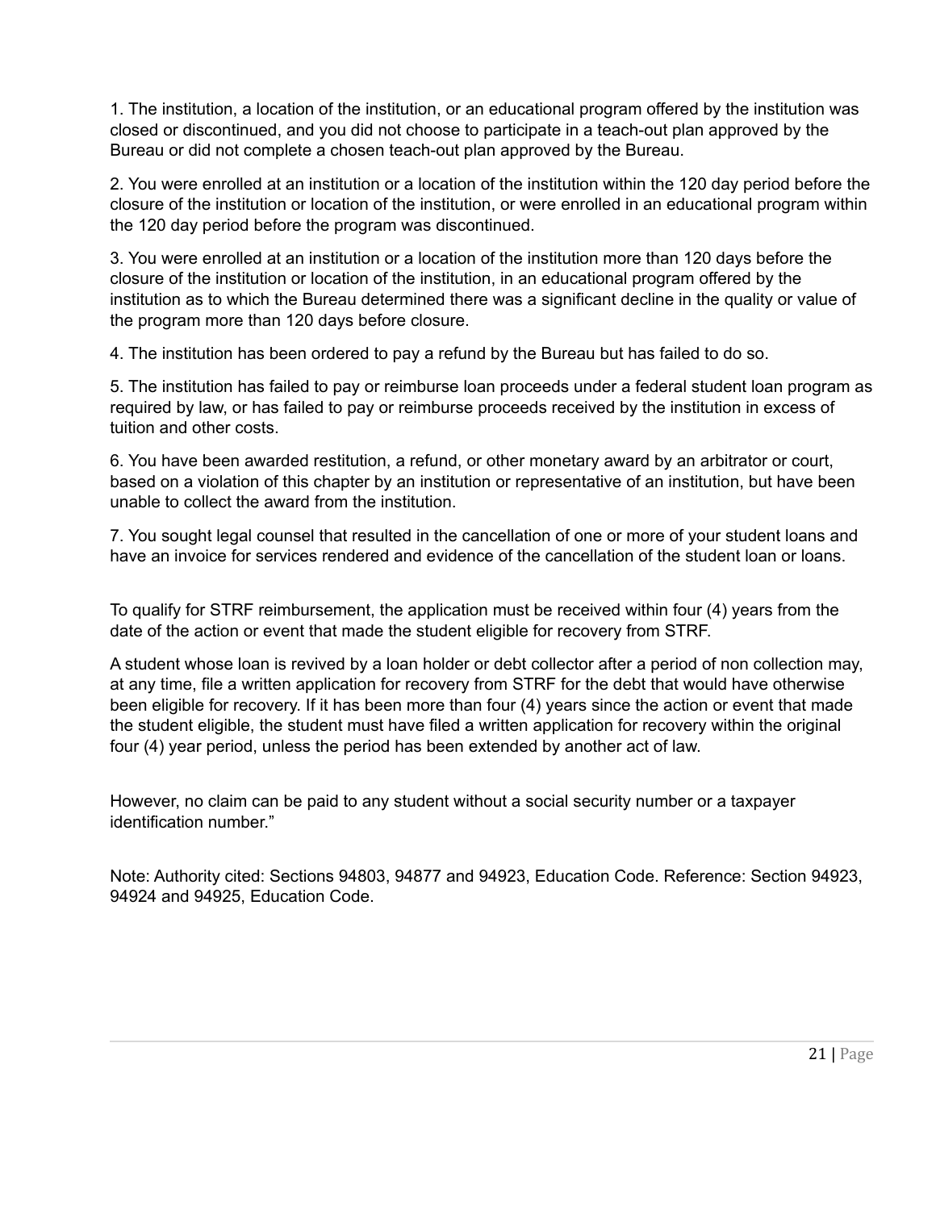1. The institution, a location of the institution, or an educational program offered by the institution was closed or discontinued, and you did not choose to participate in a teach-out plan approved by the Bureau or did not complete a chosen teach-out plan approved by the Bureau.

2. You were enrolled at an institution or a location of the institution within the 120 day period before the closure of the institution or location of the institution, or were enrolled in an educational program within the 120 day period before the program was discontinued.

3. You were enrolled at an institution or a location of the institution more than 120 days before the closure of the institution or location of the institution, in an educational program offered by the institution as to which the Bureau determined there was a significant decline in the quality or value of the program more than 120 days before closure.

4. The institution has been ordered to pay a refund by the Bureau but has failed to do so.

5. The institution has failed to pay or reimburse loan proceeds under a federal student loan program as required by law, or has failed to pay or reimburse proceeds received by the institution in excess of tuition and other costs.

6. You have been awarded restitution, a refund, or other monetary award by an arbitrator or court, based on a violation of this chapter by an institution or representative of an institution, but have been unable to collect the award from the institution.

7. You sought legal counsel that resulted in the cancellation of one or more of your student loans and have an invoice for services rendered and evidence of the cancellation of the student loan or loans.

To qualify for STRF reimbursement, the application must be received within four (4) years from the date of the action or event that made the student eligible for recovery from STRF.

A student whose loan is revived by a loan holder or debt collector after a period of non collection may, at any time, file a written application for recovery from STRF for the debt that would have otherwise been eligible for recovery. If it has been more than four (4) years since the action or event that made the student eligible, the student must have filed a written application for recovery within the original four (4) year period, unless the period has been extended by another act of law.

However, no claim can be paid to any student without a social security number or a taxpayer identification number."

Note: Authority cited: Sections 94803, 94877 and 94923, Education Code. Reference: Section 94923, 94924 and 94925, Education Code.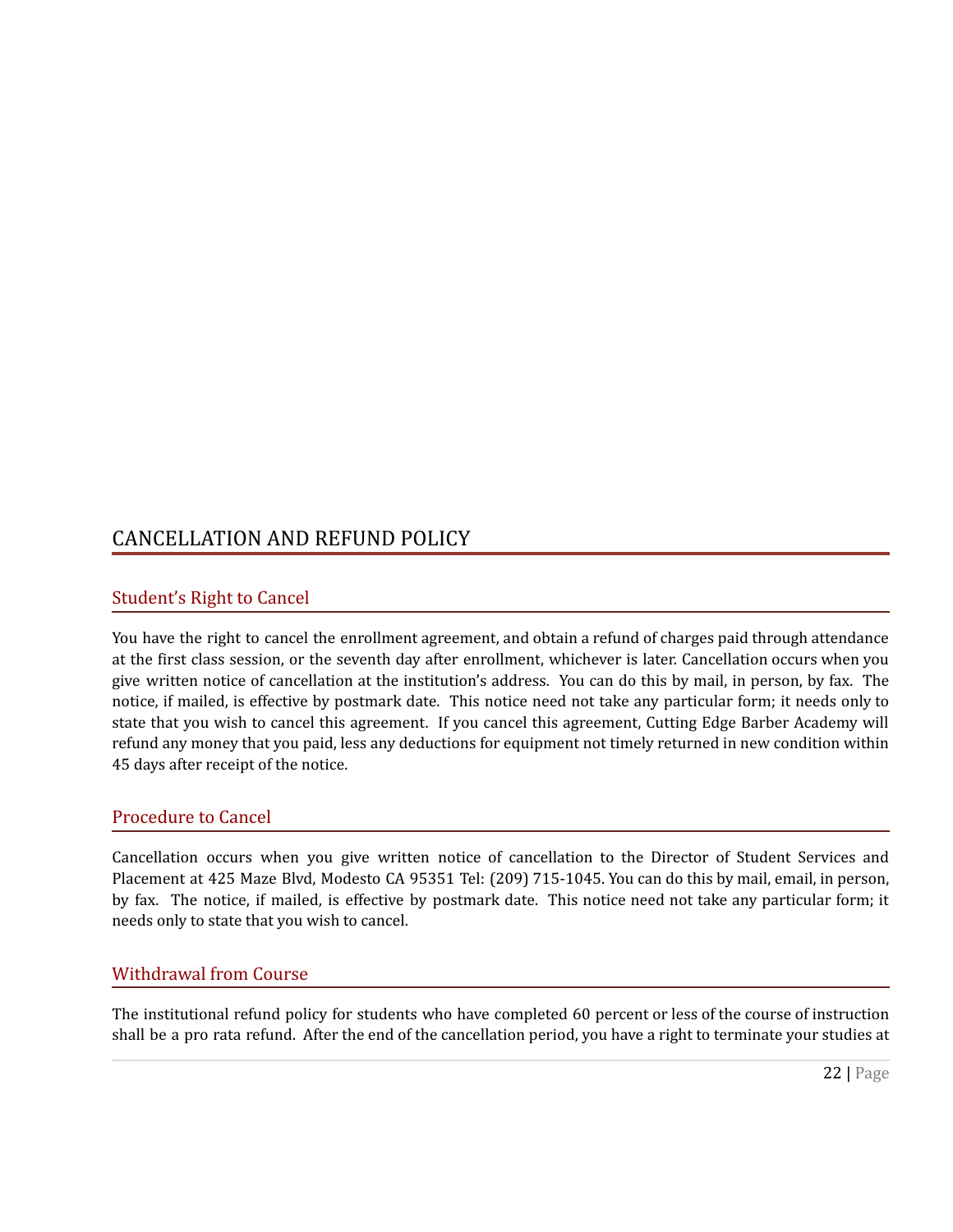## CANCELLATION AND REFUND POLICY

### Student's Right to Cancel

You have the right to cancel the enrollment agreement, and obtain a refund of charges paid through attendance at the first class session, or the seventh day after enrollment, whichever is later. Cancellation occurs when you give written notice of cancellation at the institution's address. You can do this by mail, in person, by fax. The notice, if mailed, is effective by postmark date. This notice need not take any particular form; it needs only to state that you wish to cancel this agreement. If you cancel this agreement, Cutting Edge Barber Academy will refund any money that you paid, less any deductions for equipment not timely returned in new condition within 45 days after receipt of the notice.

### Procedure to Cancel

Cancellation occurs when you give written notice of cancellation to the Director of Student Services and Placement at 425 Maze Blvd, Modesto CA 95351 Tel: (209) 715-1045. You can do this by mail, email, in person, by fax. The notice, if mailed, is effective by postmark date. This notice need not take any particular form; it needs only to state that you wish to cancel.

### Withdrawal from Course

The institutional refund policy for students who have completed 60 percent or less of the course of instruction shall be a pro rata refund. After the end of the cancellation period, you have a right to terminate your studies at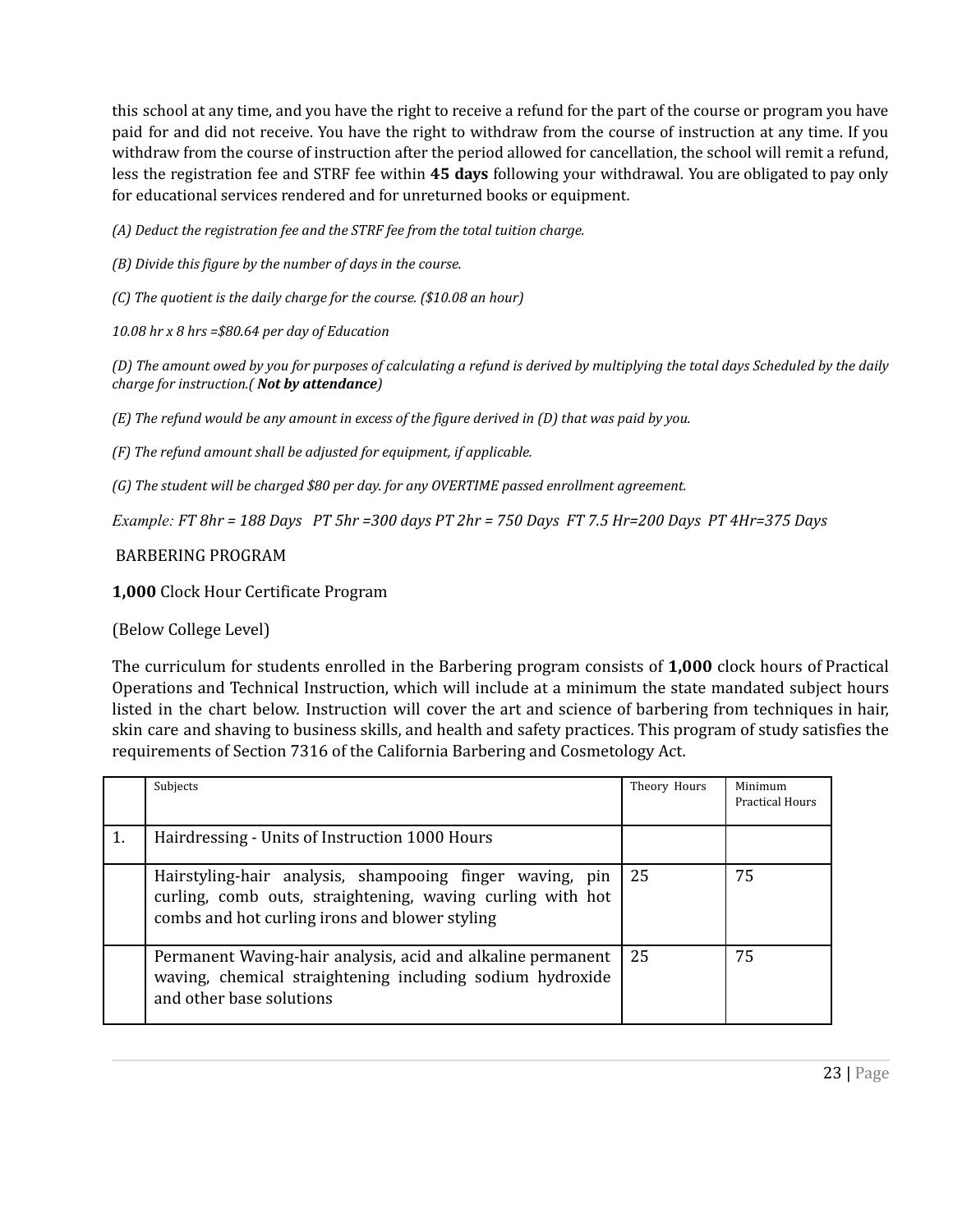this school at any time, and you have the right to receive a refund for the part of the course or program you have paid for and did not receive. You have the right to withdraw from the course of instruction at any time. If you withdraw from the course of instruction after the period allowed for cancellation, the school will remit a refund, less the registration fee and STRF fee within **45 days** following your withdrawal. You are obligated to pay only for educational services rendered and for unreturned books or equipment.

*(A) Deduct the registration fee and the STRF fee from the total tuition charge.*

*(B) Divide this figure by the number of days in the course.*

*(C) The quotient is the daily charge for the course. ($10.08 an hour)*

*10.08 hr x 8 hrs =$80.64 per day of Education*

*(D) The amount owed by you for purposes of calculating a refund is derived by multiplying the total days Scheduled by the daily charge for instruction.( **Not by attendance**)*

*(E) The refund would be any amount in excess of the figure derived in (D) that was paid by you.*

*(F) The refund amount shall be adjusted for equipment, if applicable.*

*(G) The student will be charged $80 per day. for any OVERTIME passed enrollment agreement.*

*Example: FT 8hr = 188 Days PT 5hr =300 days PT 2hr = 750 Days FT 7.5 Hr=200 Days PT 4Hr=375 Days*

BARBERING PROGRAM

**1,000** Clock Hour Certificate Program

(Below College Level)

The curriculum for students enrolled in the Barbering program consists of **1,000** clock hours of Practical Operations and Technical Instruction, which will include at a minimum the state mandated subject hours listed in the chart below. Instruction will cover the art and science of barbering from techniques in hair, skin care and shaving to business skills, and health and safety practices. This program of study satisfies the requirements of Section 7316 of the California Barbering and Cosmetology Act.

| | Subjects | Theory Hours | Minimum Practical Hours |
|---|---|---|---|
| 1. | Hairdressing - Units of Instruction 1000 Hours | | |
| | Hairstyling-hair analysis, shampooing finger waving, pin curling, comb outs, straightening, waving curling with hot combs and hot curling irons and blower styling | 25 | 75 |
| | Permanent Waving-hair analysis, acid and alkaline permanent waving, chemical straightening including sodium hydroxide and other base solutions | 25 | 75 |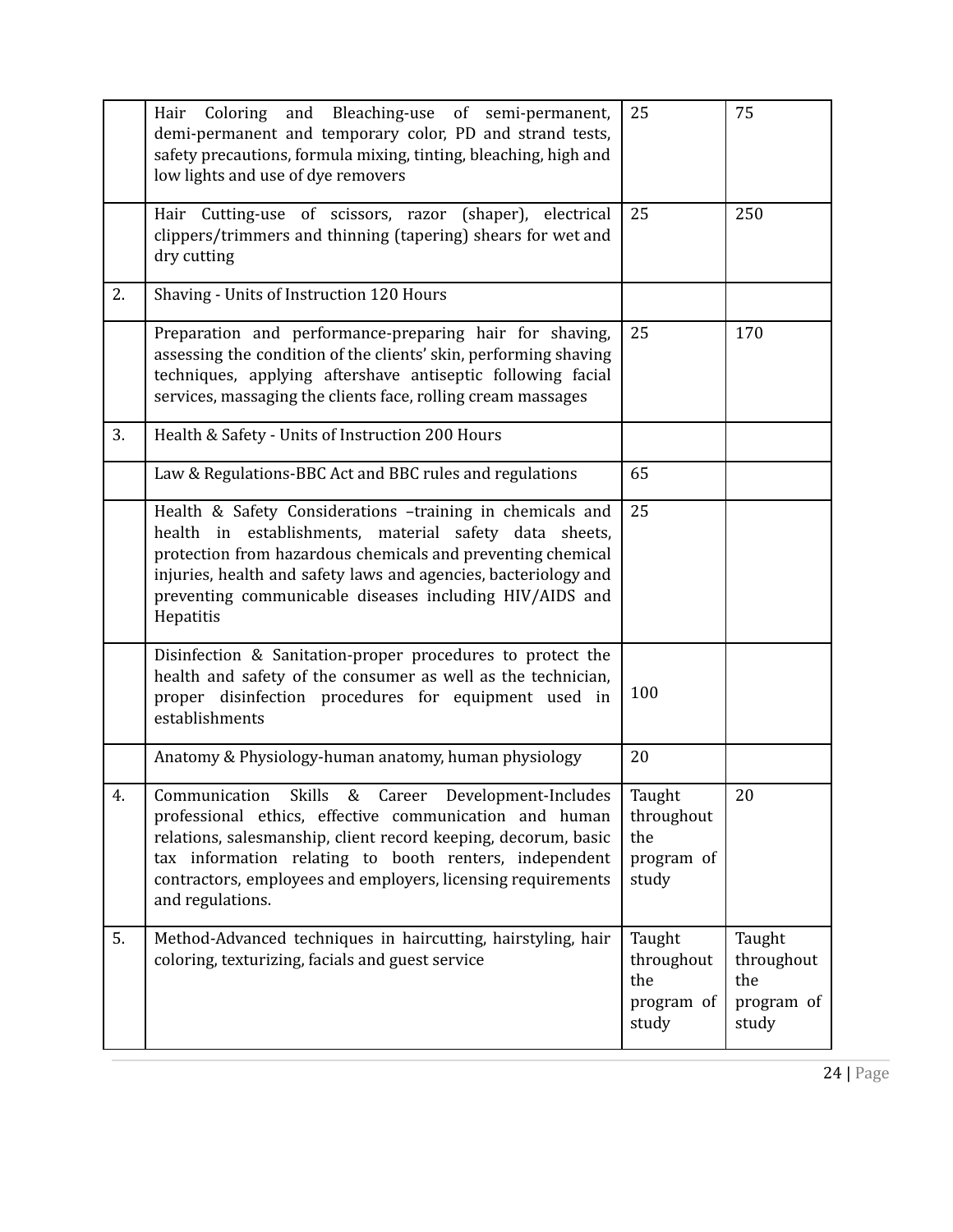| | | | |
|---|---|---|---|
| | Hair Coloring and Bleaching-use of semi-permanent, demi-permanent and temporary color, PD and strand tests, safety precautions, formula mixing, tinting, bleaching, high and low lights and use of dye removers | 25 | 75 |
| | Hair Cutting-use of scissors, razor (shaper), electrical clippers/trimmers and thinning (tapering) shears for wet and dry cutting | 25 | 250 |
| 2. | Shaving - Units of Instruction 120 Hours | | |
| | Preparation and performance-preparing hair for shaving, assessing the condition of the clients' skin, performing shaving techniques, applying aftershave antiseptic following facial services, massaging the clients face, rolling cream massages | 25 | 170 |
| 3. | Health & Safety - Units of Instruction 200 Hours | | |
| | Law & Regulations-BBC Act and BBC rules and regulations | 65 | |
| | Health & Safety Considerations –training in chemicals and health in establishments, material safety data sheets, protection from hazardous chemicals and preventing chemical injuries, health and safety laws and agencies, bacteriology and preventing communicable diseases including HIV/AIDS and Hepatitis | 25 | |
| | Disinfection & Sanitation-proper procedures to protect the health and safety of the consumer as well as the technician, proper disinfection procedures for equipment used in establishments | 100 | |
| | Anatomy & Physiology-human anatomy, human physiology | 20 | |
| 4. | Communication Skills & Career Development-Includes professional ethics, effective communication and human relations, salesmanship, client record keeping, decorum, basic tax information relating to booth renters, independent contractors, employees and employers, licensing requirements and regulations. | Taught throughout the program of study | 20 |
| 5. | Method-Advanced techniques in haircutting, hairstyling, hair coloring, texturizing, facials and guest service | Taught throughout the program of study | Taught throughout the program of study |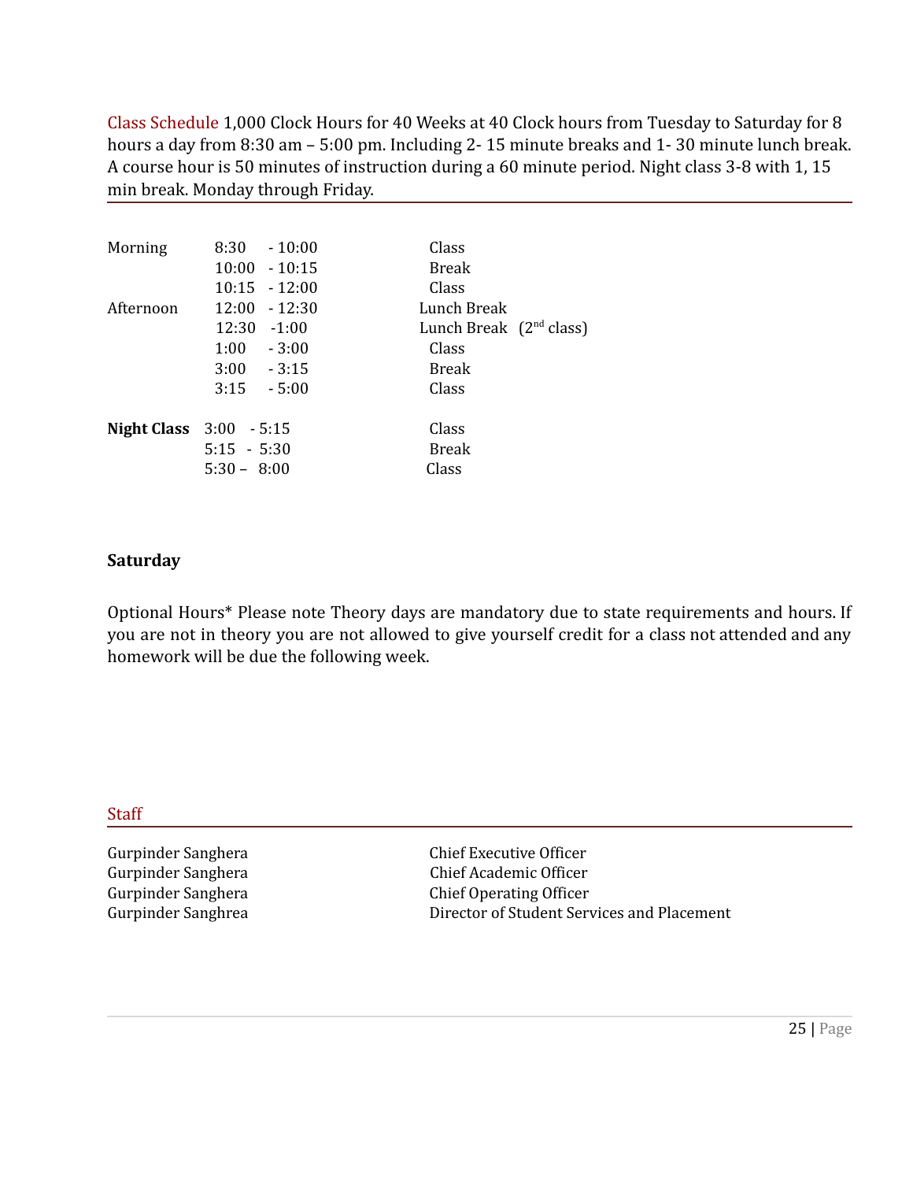## Class Schedule

1,000 Clock Hours for 40 Weeks at 40 Clock hours from Tuesday to Saturday for 8 hours a day from 8:30 am – 5:00 pm. Including 2- 15 minute breaks and 1- 30 minute lunch break. A course hour is 50 minutes of instruction during a 60 minute period. Night class 3-8 with 1, 15 min break. Monday through Friday.

| | | |
|---|---|---|
| Morning | 8:30 - 10:00 | Class |
| | 10:00 - 10:15 | Break |
| | 10:15 - 12:00 | Class |
| Afternoon | 12:00 - 12:30 | Lunch Break |
| | 12:30 -1:00 | Lunch Break (2nd class) |
| | 1:00 - 3:00 | Class |
| | 3:00 - 3:15 | Break |
| | 3:15 - 5:00 | Class |
| **Night Class** | 3:00 - 5:15 | Class |
| | 5:15 - 5:30 | Break |
| | 5:30 – 8:00 | Class |

**Saturday**

Optional Hours* Please note Theory days are mandatory due to state requirements and hours. If you are not in theory you are not allowed to give yourself credit for a class not attended and any homework will be due the following week.

## Staff

| | |
|---|---|
| Gurpinder Sanghera | Chief Executive Officer |
| Gurpinder Sanghera | Chief Academic Officer |
| Gurpinder Sanghera | Chief Operating Officer |
| Gurpinder Sanghrea | Director of Student Services and Placement |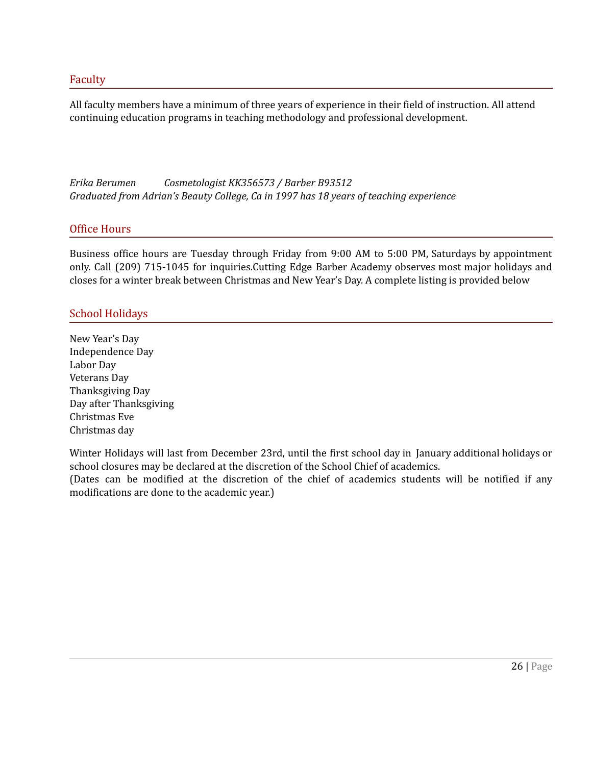## Faculty

All faculty members have a minimum of three years of experience in their field of instruction. All attend continuing education programs in teaching methodology and professional development.

*Erika Berumen Cosmetologist KK356573 / Barber B93512*
*Graduated from Adrian's Beauty College, Ca in 1997 has 18 years of teaching experience*

## Office Hours

Business office hours are Tuesday through Friday from 9:00 AM to 5:00 PM, Saturdays by appointment only. Call (209) 715-1045 for inquiries.Cutting Edge Barber Academy observes most major holidays and closes for a winter break between Christmas and New Year's Day. A complete listing is provided below

## School Holidays

New Year's Day
Independence Day
Labor Day
Veterans Day
Thanksgiving Day
Day after Thanksgiving
Christmas Eve
Christmas day

Winter Holidays will last from December 23rd, until the first school day in January additional holidays or school closures may be declared at the discretion of the School Chief of academics.
(Dates can be modified at the discretion of the chief of academics students will be notified if any modifications are done to the academic year.)